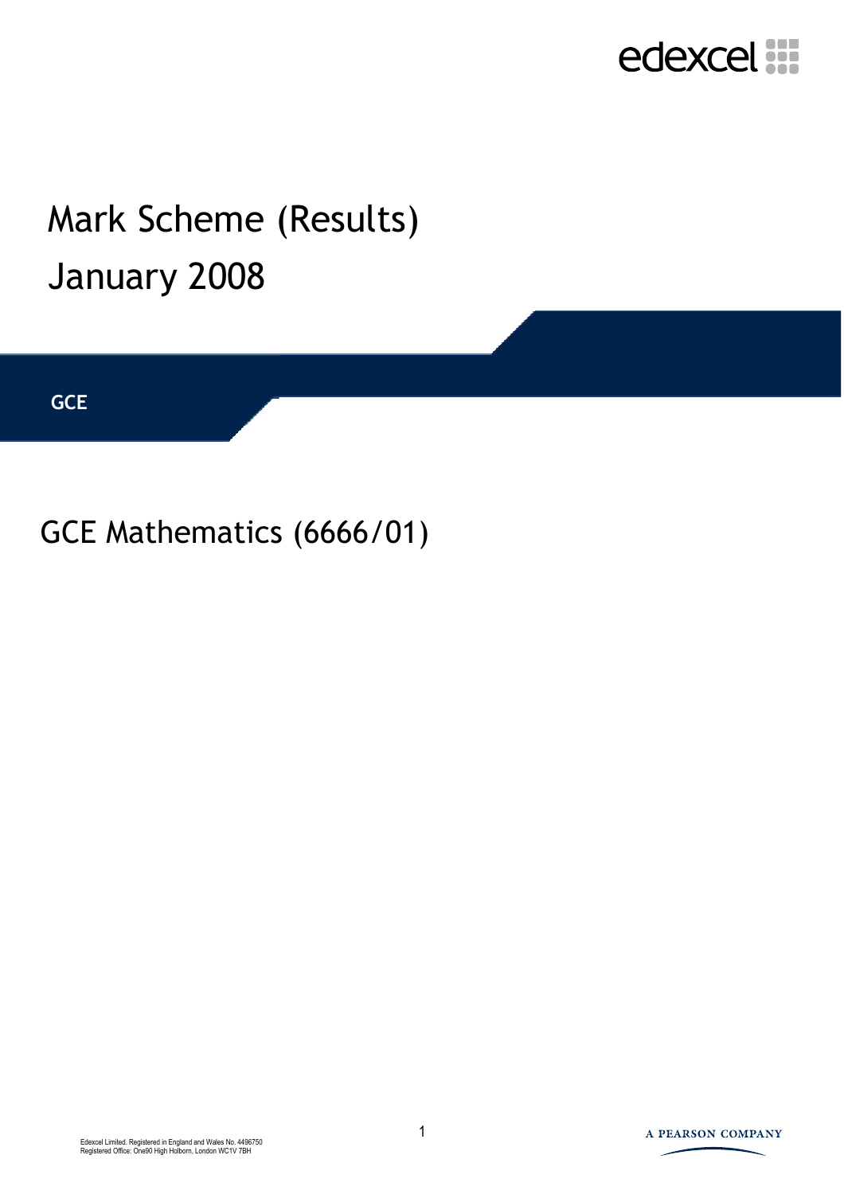edexcel

# Mark Scheme (Results)
# January 2008

**GCE**

## GCE Mathematics (6666/01)

Edexcel Limited. Registered in England and Wales No. 4496750
Registered Office: One90 High Holborn, London WC1V 7BH

A PEARSON COMPANY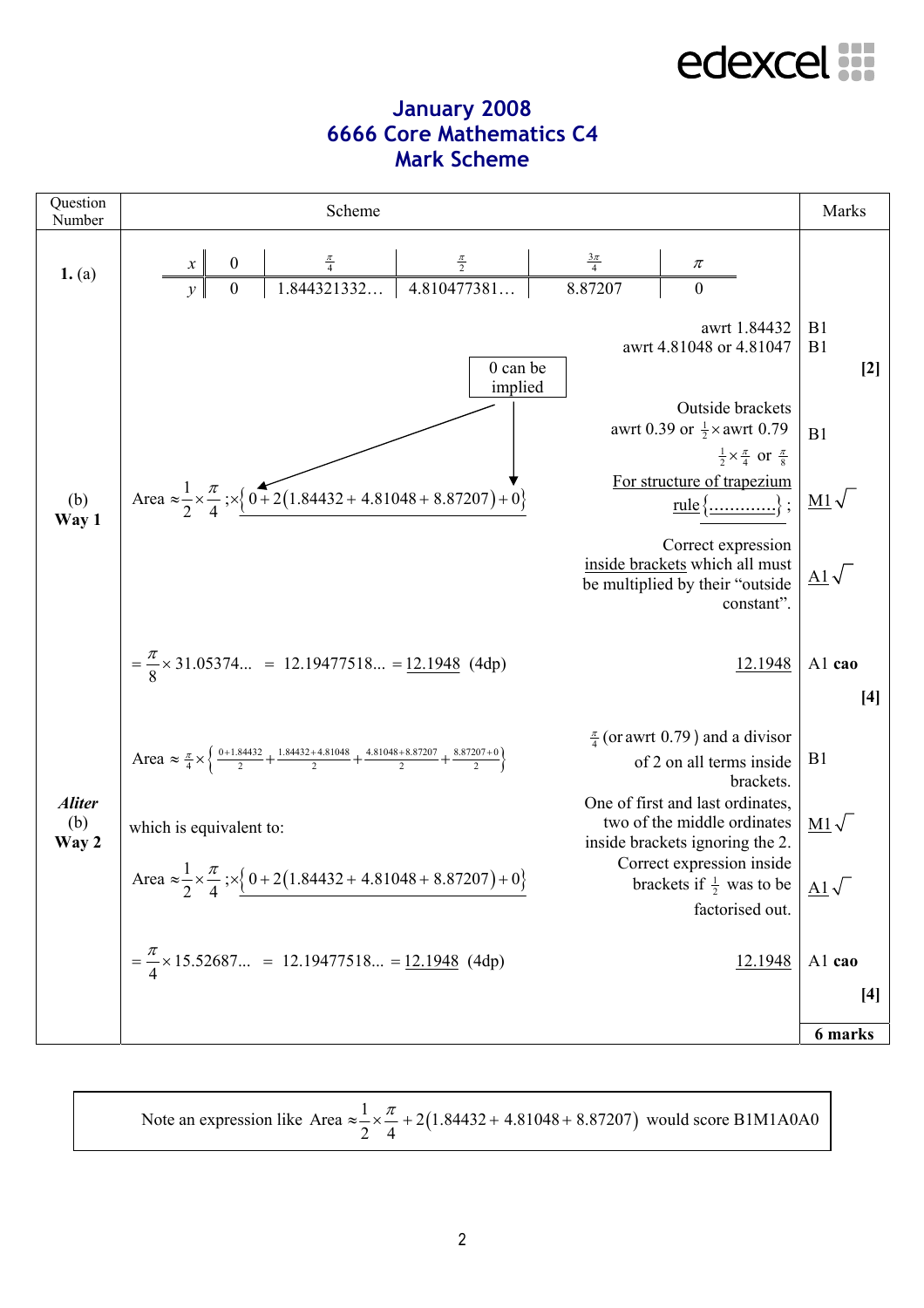# January 2008
# 6666 Core Mathematics C4
# Mark Scheme

| Question Number | Scheme | | Marks |
|---|---|---|---|
| **1.** (a) | $x$: $0$, $\frac{\pi}{4}$, $\frac{\pi}{2}$, $\frac{3\pi}{4}$, $\pi$ <br> $y$: $0$, $1.844321332\ldots$, $4.810477381\ldots$, $8.87207$, $0$ | | |
| | | awrt 1.84432 | B1 |
| | | awrt 4.81048 or 4.81047 | B1 |
| | | | **[2]** |
| (b) **Way 1** | Area $\approx \frac{1}{2} \times \frac{\pi}{4}$ ; $\times \underline{\left\{0 + 2(1.84432 + 4.81048 + 8.87207) + 0\right\}}$ <br> [0 can be implied] | Outside brackets awrt 0.39 or $\frac{1}{2} \times$ awrt 0.79 <br> $\frac{1}{2} \times \frac{\pi}{4}$ or $\frac{\pi}{8}$ | B1 |
| | | <u>For structure of trapezium rule</u> $\underline{\{\ldots\ldots\ldots\ldots\}}$ ; | <u>M1</u> $\sqrt{}$ |
| | | Correct expression <u>inside brackets</u> which all must be multiplied by their "outside constant". | <u>A1</u> $\sqrt{}$ |
| | $= \frac{\pi}{8} \times 31.05374\ldots = 12.19477518\ldots = \underline{12.1948}$ (4dp) | <u>12.1948</u> | A1 **cao** |
| | | | **[4]** |
| ***Aliter*** (b) **Way 2** | Area $\approx \frac{\pi}{4} \times \left\{ \frac{0+1.84432}{2} + \frac{1.84432+4.81048}{2} + \frac{4.81048+8.87207}{2} + \frac{8.87207+0}{2} \right\}$ | $\frac{\pi}{4}$ (or awrt 0.79) and a divisor of 2 on all terms inside brackets. | B1 |
| | which is equivalent to: | One of first and last ordinates, two of the middle ordinates inside brackets ignoring the 2. | <u>M1</u> $\sqrt{}$ |
| | Area $\approx \frac{1}{2} \times \frac{\pi}{4}$ ; $\times \underline{\left\{0 + 2(1.84432 + 4.81048 + 8.87207) + 0\right\}}$ | Correct expression inside brackets if $\frac{1}{2}$ was to be factorised out. | <u>A1</u> $\sqrt{}$ |
| | $= \frac{\pi}{4} \times 15.52687\ldots = 12.19477518\ldots = \underline{12.1948}$ (4dp) | <u>12.1948</u> | A1 **cao** |
| | | | **[4]** |
| | | | **6 marks** |

Note an expression like Area $\approx \frac{1}{2} \times \frac{\pi}{4} + 2(1.84432 + 4.81048 + 8.87207)$ would score B1M1A0A0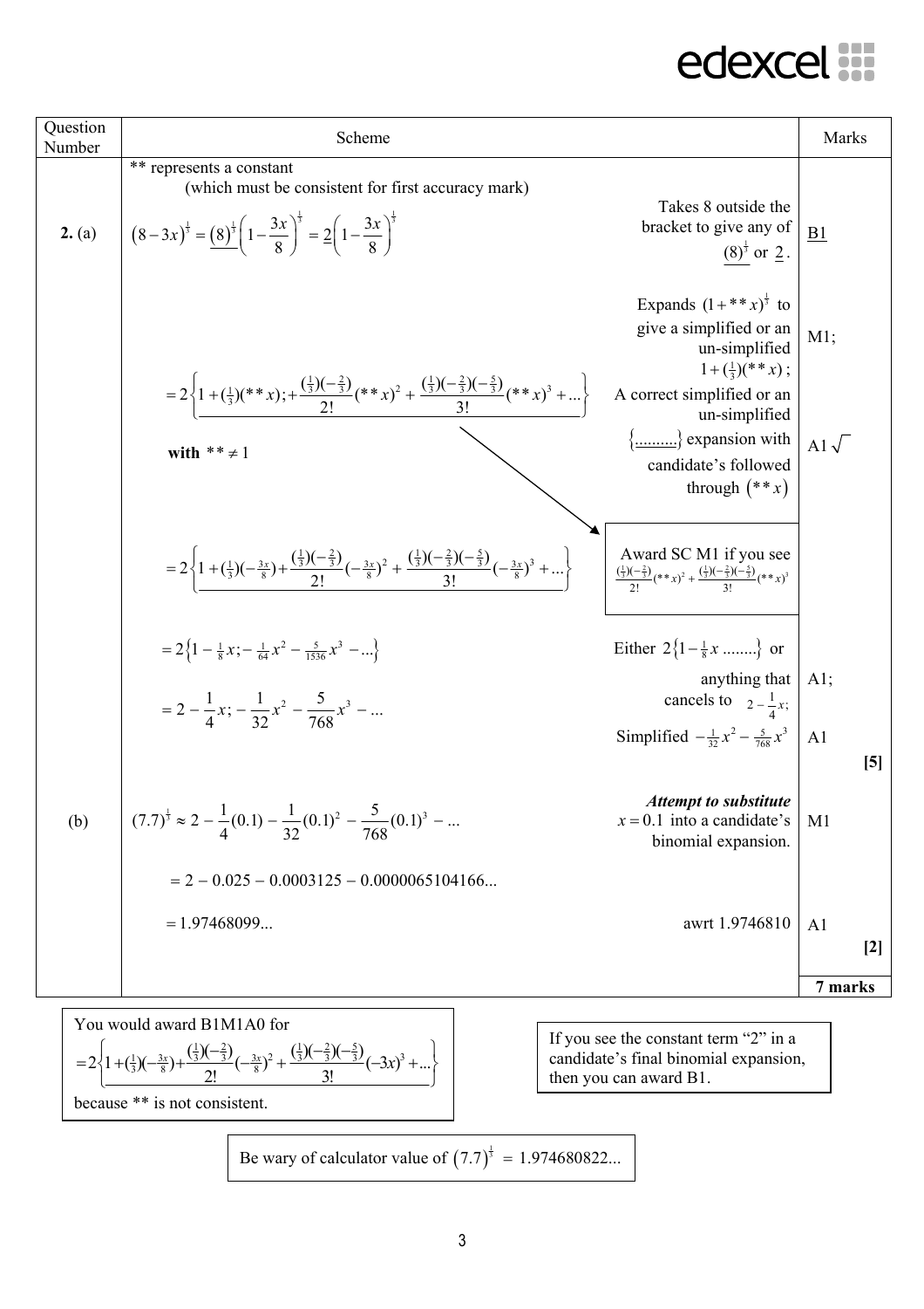| Question Number | Scheme | | Marks |
|---|---|---|---|
| | ** represents a constant (which must be consistent for first accuracy mark) | | |
| **2.** (a) | $(8-3x)^{\frac{1}{3}} = \underline{(8)^{\frac{1}{3}}}\left(1-\dfrac{3x}{8}\right)^{\frac{1}{3}} = \underline{2}\left(1-\dfrac{3x}{8}\right)^{\frac{1}{3}}$ | Takes 8 outside the bracket to give any of $\underline{(8)^{\frac{1}{3}}}$ or $\underline{2}$. | B1 |
| | $= 2\left\{1+(\tfrac{1}{3})(**x);+\dfrac{(\frac{1}{3})(-\frac{2}{3})}{2!}(**x)^2+\dfrac{(\frac{1}{3})(-\frac{2}{3})(-\frac{5}{3})}{3!}(**x)^3+...\right\}$ **with** $** \neq 1$ | Expands $(1+**x)^{\frac{1}{3}}$ to give a simplified or an un-simplified $1+(\frac{1}{3})(**x)$; A correct simplified or an un-simplified $\{..........\}$ expansion with candidate's followed through $(**x)$ | M1; A1 $\sqrt{}$ |
| | $= 2\left\{1+(\tfrac{1}{3})(-\tfrac{3x}{8})+\dfrac{(\frac{1}{3})(-\frac{2}{3})}{2!}(-\tfrac{3x}{8})^2+\dfrac{(\frac{1}{3})(-\frac{2}{3})(-\frac{5}{3})}{3!}(-\tfrac{3x}{8})^3+...\right\}$ | Award SC M1 if you see $\frac{(\frac{1}{3})(-\frac{2}{3})}{2!}(**x)^2+\frac{(\frac{1}{3})(-\frac{2}{3})(-\frac{5}{3})}{3!}(**x)^3$ | |
| | $= 2\left\{1-\tfrac{1}{8}x;-\tfrac{1}{64}x^2-\tfrac{5}{1536}x^3-...\right\}$ <br> $= 2-\dfrac{1}{4}x;-\dfrac{1}{32}x^2-\dfrac{5}{768}x^3-...$ | Either $2\{1-\frac{1}{8}x\ ........\}$ or anything that cancels to $2-\frac{1}{4}x$; <br> Simplified $-\frac{1}{32}x^2-\frac{5}{768}x^3$ | A1; <br> A1 <br> **[5]** |
| (b) | $(7.7)^{\frac{1}{3}} \approx 2-\dfrac{1}{4}(0.1)-\dfrac{1}{32}(0.1)^2-\dfrac{5}{768}(0.1)^3-...$ | ***Attempt to substitute*** $x=0.1$ into a candidate's binomial expansion. | M1 |
| | $= 2-0.025-0.0003125-0.0000065104166...$ | | |
| | $= 1.97468099...$ | awrt 1.9746810 | A1 <br> **[2]** |
| | | | **7 marks** |

You would award B1M1A0 for
$$=2\left\{1+(\tfrac{1}{3})(-\tfrac{3x}{8})+\frac{(\frac{1}{3})(-\frac{2}{3})}{2!}(-\tfrac{3x}{8})^2+\frac{(\frac{1}{3})(-\frac{2}{3})(-\frac{5}{3})}{3!}(-3x)^3+...\right\}$$
because ** is not consistent.

If you see the constant term "2" in a candidate's final binomial expansion, then you can award B1.

Be wary of calculator value of $(7.7)^{\frac{1}{3}} = 1.974680822...$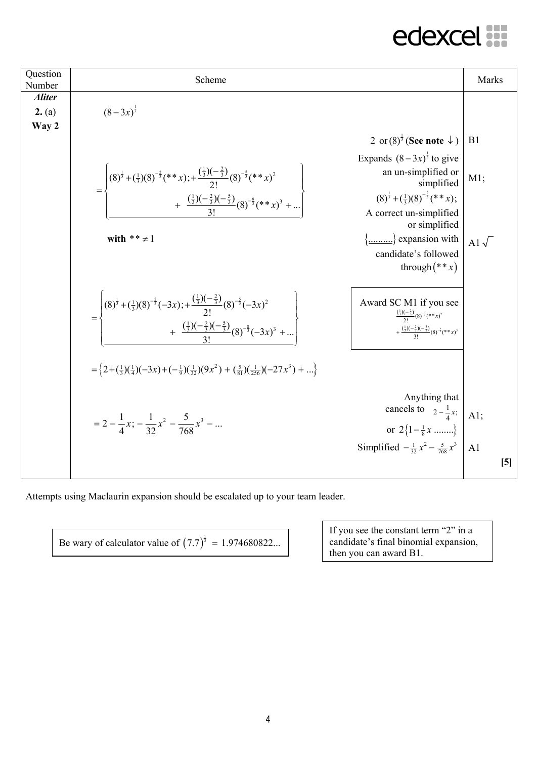| Question Number | Scheme | | Marks |
|---|---|---|---|
| ***Aliter*** | | | |
| **2.** (a) **Way 2** | $(8-3x)^{\frac{1}{3}}$ | | |
| | | 2 or $(8)^{\frac{1}{3}}$ (**See note** $\downarrow$) | B1 |
| | $= \left\{ (8)^{\frac{1}{3}} + (\tfrac{1}{3})(8)^{-\frac{2}{3}}(**x); + \frac{(\frac{1}{3})(-\frac{2}{3})}{2!}(8)^{-\frac{5}{3}}(**x)^2 + \frac{(\frac{1}{3})(-\frac{2}{3})(-\frac{5}{3})}{3!}(8)^{-\frac{8}{3}}(**x)^3 + \dots \right\}$ | Expands $(8-3x)^{\frac{1}{3}}$ to give an un-simplified or simplified $(8)^{\frac{1}{3}} + (\frac{1}{3})(8)^{-\frac{2}{3}}(**x)$; | M1; |
| | **with** $** \neq 1$ | A correct un-simplified or simplified $\{\dots\dots\}$ expansion with candidate's followed through $(**x)$ | A1 $\sqrt{}$ |
| | $= \left\{ (8)^{\frac{1}{3}} + (\tfrac{1}{3})(8)^{-\frac{2}{3}}(-3x); + \frac{(\frac{1}{3})(-\frac{2}{3})}{2!}(8)^{-\frac{5}{3}}(-3x)^2 + \frac{(\frac{1}{3})(-\frac{2}{3})(-\frac{5}{3})}{3!}(8)^{-\frac{8}{3}}(-3x)^3 + \dots \right\}$ | Award SC M1 if you see $\frac{(\frac{1}{3})(-\frac{2}{3})}{2!}(8)^{-\frac{5}{3}}(**x)^2 + \frac{(\frac{1}{3})(-\frac{2}{3})(-\frac{5}{3})}{3!}(8)^{-\frac{8}{3}}(**x)^3$ | |
| | $= \left\{ 2 + (\tfrac{1}{3})(\tfrac{1}{4})(-3x) + (-\tfrac{1}{9})(\tfrac{1}{32})(9x^2) + (\tfrac{5}{81})(\tfrac{1}{256})(-27x^3) + \dots \right\}$ | | |
| | $= 2 - \frac{1}{4}x; - \frac{1}{32}x^2 - \frac{5}{768}x^3 - \dots$ | Anything that cancels to $2 - \frac{1}{4}x$; or $2\{1 - \frac{1}{8}x \dots\dots\}$ | A1; |
| | | Simplified $-\frac{1}{32}x^2 - \frac{5}{768}x^3$ | A1 |
| | | | **[5]** |

Attempts using Maclaurin expansion should be escalated up to your team leader.

Be wary of calculator value of $(7.7)^{\frac{1}{3}} = 1.974680822\dots$

If you see the constant term "2" in a candidate's final binomial expansion, then you can award B1.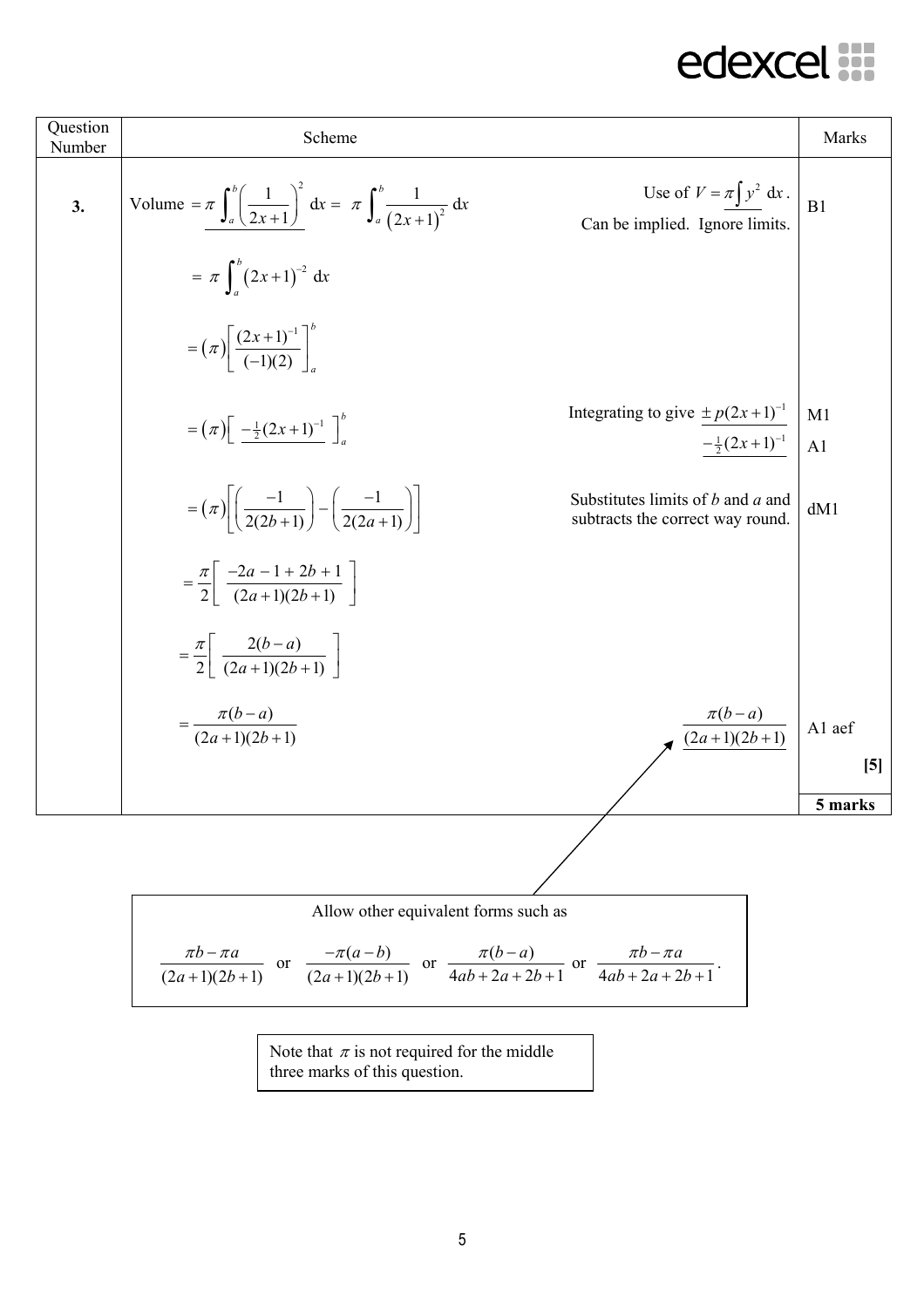| Question Number | Scheme | | Marks |
|---|---|---|---|
| **3.** | Volume $= \pi \int_a^b \left(\frac{1}{2x+1}\right)^2 \, dx = \pi \int_a^b \frac{1}{(2x+1)^2} \, dx$ | Use of $V = \pi \int y^2 \, dx$. Can be implied. Ignore limits. | B1 |
| | $= \pi \int_a^b (2x+1)^{-2} \, dx$ | | |
| | $= (\pi) \left[ \frac{(2x+1)^{-1}}{(-1)(2)} \right]_a^b$ | | |
| | $= (\pi) \left[ -\tfrac{1}{2}(2x+1)^{-1} \right]_a^b$ | Integrating to give $\pm p(2x+1)^{-1}$ | M1 |
| | | $-\tfrac{1}{2}(2x+1)^{-1}$ | A1 |
| | $= (\pi) \left[ \left( \frac{-1}{2(2b+1)} \right) - \left( \frac{-1}{2(2a+1)} \right) \right]$ | Substitutes limits of $b$ and $a$ and subtracts the correct way round. | dM1 |
| | $= \frac{\pi}{2} \left[ \frac{-2a-1+2b+1}{(2a+1)(2b+1)} \right]$ | | |
| | $= \frac{\pi}{2} \left[ \frac{2(b-a)}{(2a+1)(2b+1)} \right]$ | | |
| | $= \frac{\pi(b-a)}{(2a+1)(2b+1)}$ | $\frac{\pi(b-a)}{(2a+1)(2b+1)}$ | A1 aef |
| | | | **[5]** |
| | | | **5 marks** |

Allow other equivalent forms such as

$$\frac{\pi b - \pi a}{(2a+1)(2b+1)} \quad \text{or} \quad \frac{-\pi(a-b)}{(2a+1)(2b+1)} \quad \text{or} \quad \frac{\pi(b-a)}{4ab+2a+2b+1} \quad \text{or} \quad \frac{\pi b - \pi a}{4ab+2a+2b+1}.$$

Note that $\pi$ is not required for the middle three marks of this question.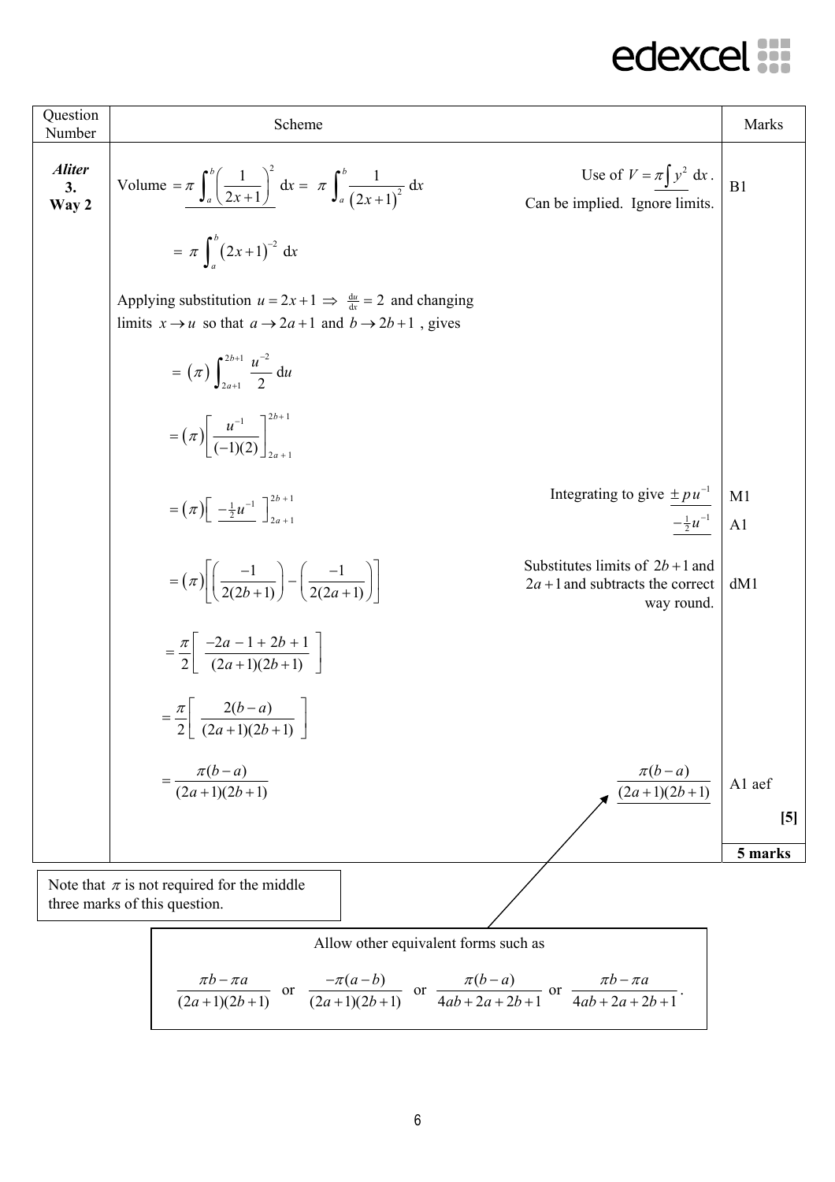| Question Number | Scheme | | Marks |
|---|---|---|---|
| ***Aliter*** **3. Way 2** | Volume $= \pi \int_a^b \left(\frac{1}{2x+1}\right)^2 \text{d}x = \pi \int_a^b \frac{1}{(2x+1)^2} \text{d}x$ | Use of $V = \pi \int y^2 \text{ d}x$. Can be implied. Ignore limits. | B1 |
| | $= \pi \int_a^b (2x+1)^{-2} \text{ d}x$ | | |
| | Applying substitution $u = 2x+1 \Rightarrow \frac{\text{d}u}{\text{d}x} = 2$ and changing limits $x \to u$ so that $a \to 2a+1$ and $b \to 2b+1$, gives | | |
| | $= (\pi) \int_{2a+1}^{2b+1} \frac{u^{-2}}{2} \text{ d}u$ | | |
| | $= (\pi)\left[\frac{u^{-1}}{(-1)(2)}\right]_{2a+1}^{2b+1}$ | | |
| | $= (\pi)\left[-\frac{1}{2}u^{-1}\right]_{2a+1}^{2b+1}$ | Integrating to give $\pm pu^{-1}$ <br> $-\frac{1}{2}u^{-1}$ | M1 <br> A1 |
| | $= (\pi)\left[\left(\frac{-1}{2(2b+1)}\right) - \left(\frac{-1}{2(2a+1)}\right)\right]$ | Substitutes limits of $2b+1$ and $2a+1$ and subtracts the correct way round. | dM1 |
| | $= \frac{\pi}{2}\left[\frac{-2a-1+2b+1}{(2a+1)(2b+1)}\right]$ | | |
| | $= \frac{\pi}{2}\left[\frac{2(b-a)}{(2a+1)(2b+1)}\right]$ | | |
| | $= \frac{\pi(b-a)}{(2a+1)(2b+1)}$ | $\frac{\pi(b-a)}{(2a+1)(2b+1)}$ | A1 aef |
| | | | **[5]** |
| | | | **5 marks** |

Note that $\pi$ is not required for the middle three marks of this question.

Allow other equivalent forms such as

$$\frac{\pi b - \pi a}{(2a+1)(2b+1)} \text{ or } \frac{-\pi(a-b)}{(2a+1)(2b+1)} \text{ or } \frac{\pi(b-a)}{4ab+2a+2b+1} \text{ or } \frac{\pi b - \pi a}{4ab+2a+2b+1}.$$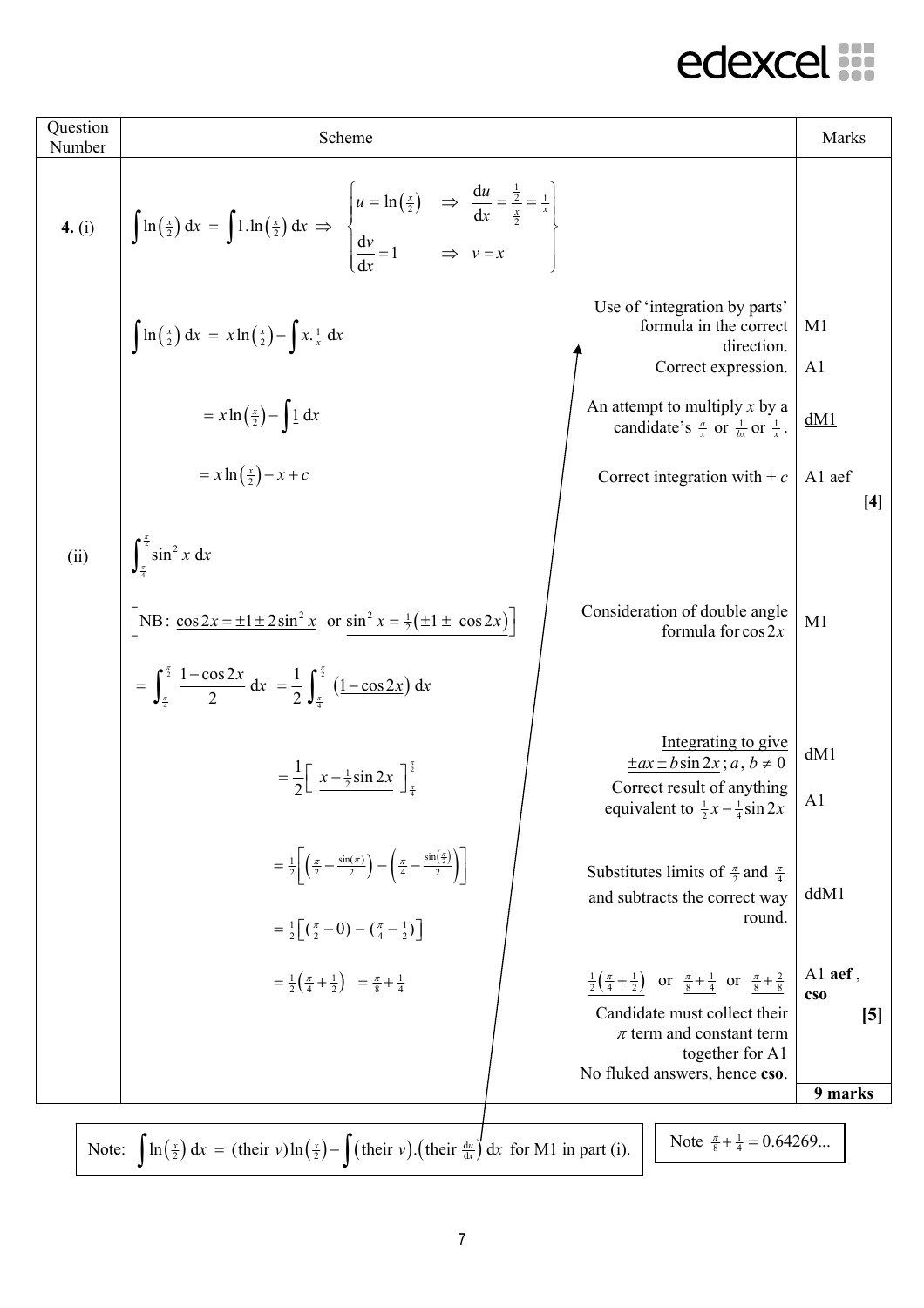| Question Number | Scheme | | Marks |
|---|---|---|---|
| **4.** (i) | $\int \ln\left(\frac{x}{2}\right)\,dx = \int 1.\ln\left(\frac{x}{2}\right)\,dx \Rightarrow \left\{ \begin{array}{ll} u = \ln\left(\frac{x}{2}\right) & \Rightarrow \frac{du}{dx} = \frac{\frac{1}{2}}{\frac{x}{2}} = \frac{1}{x} \\ \frac{dv}{dx} = 1 & \Rightarrow v = x \end{array} \right\}$ | | |
| | $\int \ln\left(\frac{x}{2}\right)\,dx = x\ln\left(\frac{x}{2}\right) - \int x.\frac{1}{x}\,dx$ | Use of 'integration by parts' formula in the correct direction. | M1 |
| | | Correct expression. | A1 |
| | $= x\ln\left(\frac{x}{2}\right) - \int \underline{1}\,dx$ | An attempt to multiply $x$ by a candidate's $\frac{a}{x}$ or $\frac{1}{bx}$ or $\frac{1}{x}$. | dM1 |
| | $= x\ln\left(\frac{x}{2}\right) - x + c$ | Correct integration with $+\,c$ | A1 aef |
| | | | **[4]** |
| (ii) | $\int_{\frac{\pi}{4}}^{\frac{\pi}{2}} \sin^2 x\,dx$ | | |
| | $\left[\text{NB: } \underline{\cos 2x = \pm 1 \pm 2\sin^2 x} \text{ or } \underline{\sin^2 x = \tfrac{1}{2}(\pm 1 \pm \cos 2x)}\right]$ | Consideration of double angle formula for $\cos 2x$ | M1 |
| | $= \int_{\frac{\pi}{4}}^{\frac{\pi}{2}} \frac{1-\cos 2x}{2}\,dx = \frac{1}{2}\int_{\frac{\pi}{4}}^{\frac{\pi}{2}} \left(\underline{1-\cos 2x}\right)dx$ | | |
| | $= \frac{1}{2}\left[\ \underline{x - \tfrac{1}{2}\sin 2x}\ \right]_{\frac{\pi}{4}}^{\frac{\pi}{2}}$ | Integrating to give $\underline{\pm ax \pm b\sin 2x}$; $a,\ b \neq 0$ | dM1 |
| | | Correct result of anything equivalent to $\frac{1}{2}x - \frac{1}{4}\sin 2x$ | A1 |
| | $= \frac{1}{2}\left[\left(\frac{\pi}{2} - \frac{\sin(\pi)}{2}\right) - \left(\frac{\pi}{4} - \frac{\sin\left(\frac{\pi}{2}\right)}{2}\right)\right]$ | Substitutes limits of $\frac{\pi}{2}$ and $\frac{\pi}{4}$ and subtracts the correct way round. | ddM1 |
| | $= \frac{1}{2}\left[\left(\frac{\pi}{2} - 0\right) - \left(\frac{\pi}{4} - \frac{1}{2}\right)\right]$ | | |
| | $= \frac{1}{2}\left(\frac{\pi}{4} + \frac{1}{2}\right) = \frac{\pi}{8} + \frac{1}{4}$ | $\frac{1}{2}\left(\frac{\pi}{4} + \frac{1}{2}\right)$ or $\frac{\pi}{8} + \frac{1}{4}$ or $\frac{\pi}{8} + \frac{2}{8}$ | A1 **aef**, **cso** |
| | | Candidate must collect their $\pi$ term and constant term together for A1. No fluked answers, hence **cso**. | **[5]** |
| | | | **9 marks** |

Note: $\int \ln\left(\frac{x}{2}\right)\,dx = (\text{their } v)\ln\left(\frac{x}{2}\right) - \int (\text{their } v).\left(\text{their } \frac{du}{dx}\right)dx$ for M1 in part (i).

Note $\frac{\pi}{8} + \frac{1}{4} = 0.64269...$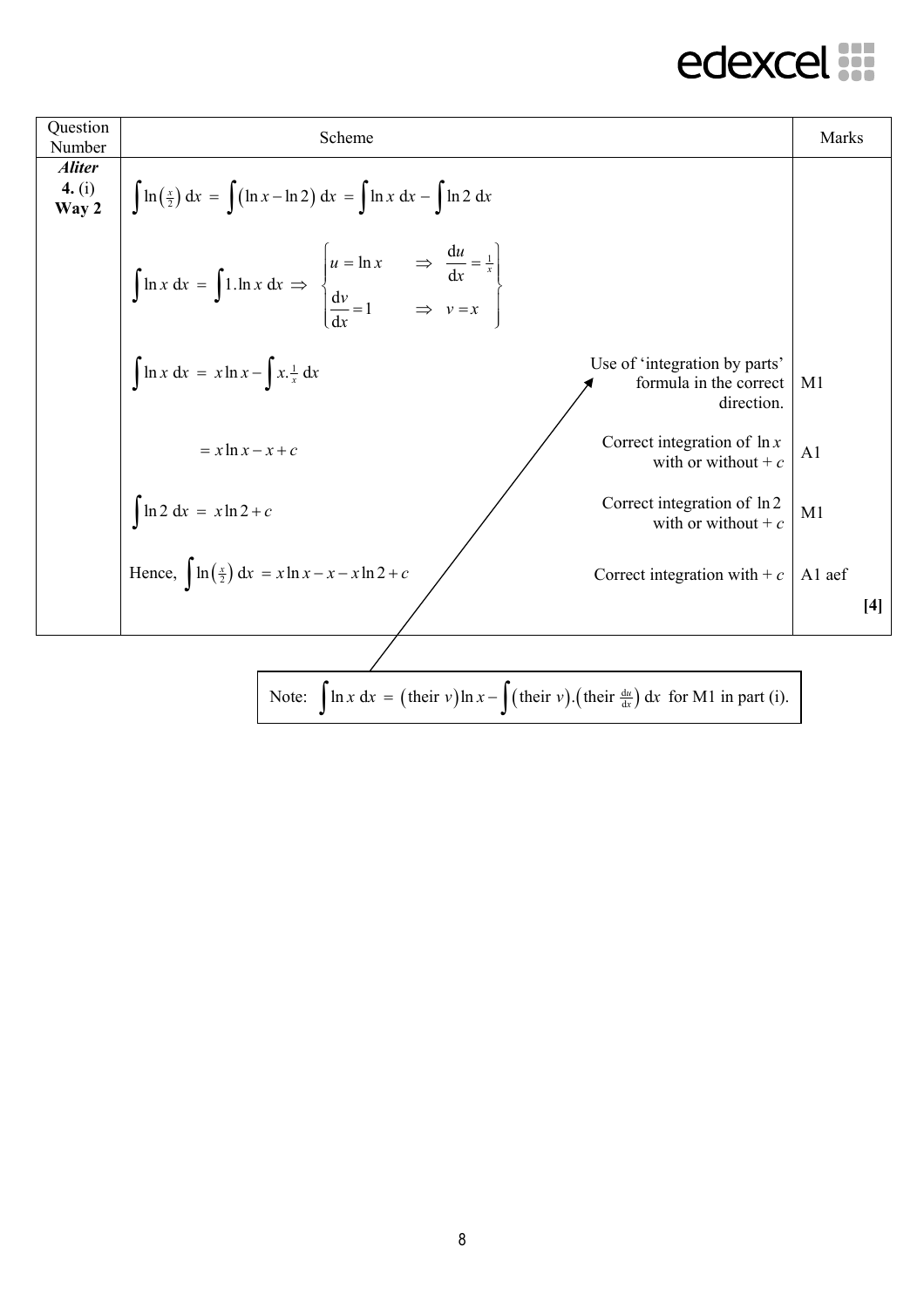| Question Number | Scheme | | Marks |
|---|---|---|---|
| ***Aliter*** **4.** (i) **Way 2** | $\int \ln\left(\frac{x}{2}\right) \mathrm{d}x = \int \left(\ln x - \ln 2\right) \mathrm{d}x = \int \ln x \ \mathrm{d}x - \int \ln 2 \ \mathrm{d}x$ | | |
| | $\int \ln x \ \mathrm{d}x = \int 1.\ln x \ \mathrm{d}x \Rightarrow \begin{Bmatrix} u = \ln x & \Rightarrow & \frac{\mathrm{d}u}{\mathrm{d}x} = \frac{1}{x} \\ \frac{\mathrm{d}v}{\mathrm{d}x} = 1 & \Rightarrow & v = x \end{Bmatrix}$ | | |
| | $\int \ln x \ \mathrm{d}x = x\ln x - \int x.\frac{1}{x} \ \mathrm{d}x$ | Use of 'integration by parts' formula in the correct direction. | M1 |
| | $= x\ln x - x + c$ | Correct integration of $\ln x$ with or without $+ c$ | A1 |
| | $\int \ln 2 \ \mathrm{d}x = x\ln 2 + c$ | Correct integration of $\ln 2$ with or without $+ c$ | M1 |
| | Hence, $\int \ln\left(\frac{x}{2}\right) \mathrm{d}x = x\ln x - x - x\ln 2 + c$ | Correct integration with $+ c$ | A1 aef |
| | | | **[4]** |

Note: $\int \ln x \ \mathrm{d}x = (\text{their } v)\ln x - \int (\text{their } v).\left(\text{their } \frac{\mathrm{d}u}{\mathrm{d}x}\right) \mathrm{d}x$ for M1 in part (i).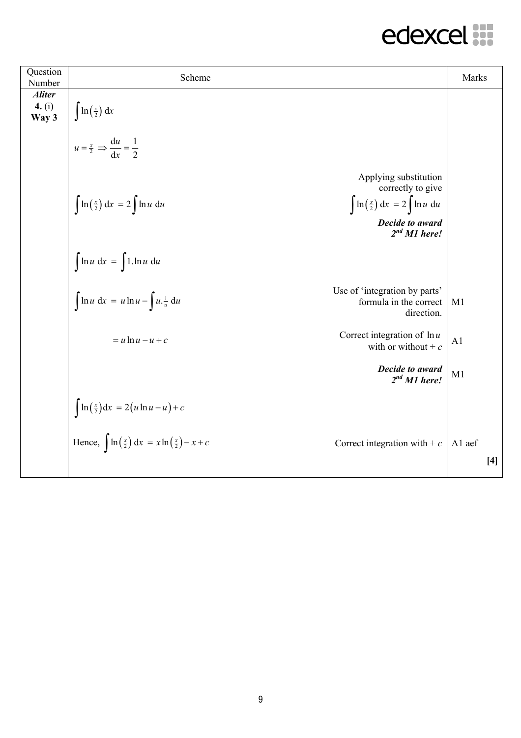| Question Number | Scheme | | Marks |
|---|---|---|---|
| ***Aliter*** **4.** (i) **Way 3** | $\int \ln\left(\frac{x}{2}\right)\,\mathrm{d}x$ | | |
| | $u = \frac{x}{2} \Rightarrow \frac{\mathrm{d}u}{\mathrm{d}x} = \frac{1}{2}$ | | |
| | $\int \ln\left(\frac{x}{2}\right)\,\mathrm{d}x = 2\int \ln u\;\mathrm{d}u$ | Applying substitution correctly to give $\int \ln\left(\frac{x}{2}\right)\,\mathrm{d}x = 2\int \ln u\;\mathrm{d}u$ ***Decide to award 2nd M1 here!*** | |
| | $\int \ln u\;\mathrm{d}x = \int 1.\ln u\;\mathrm{d}u$ | | |
| | $\int \ln u\;\mathrm{d}x = u\ln u - \int u.\frac{1}{u}\,\mathrm{d}u$ | Use of 'integration by parts' formula in the correct direction. | M1 |
| | $= u\ln u - u + c$ | Correct integration of $\ln u$ with or without $+ c$ | A1 |
| | | ***Decide to award 2nd M1 here!*** | M1 |
| | $\int \ln\left(\frac{x}{2}\right)\mathrm{d}x = 2\left(u\ln u - u\right) + c$ | | |
| | Hence, $\int \ln\left(\frac{x}{2}\right)\,\mathrm{d}x = x\ln\left(\frac{x}{2}\right) - x + c$ | Correct integration with $+ c$ | A1 aef |
| | | | **[4]** |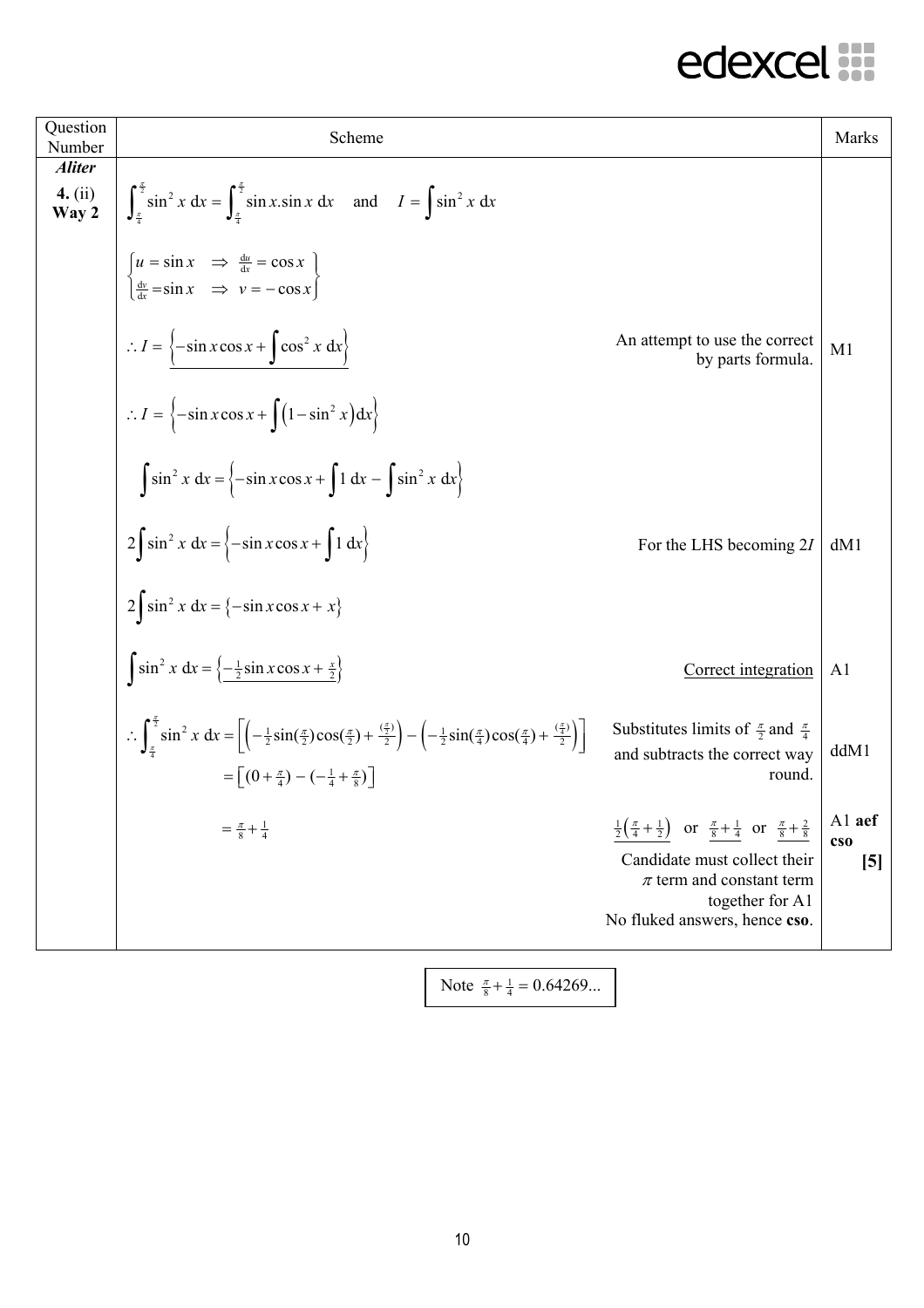| Question Number | Scheme | | Marks |
|---|---|---|---|
| ***Aliter*** **4.** (ii) **Way 2** | $\int_{\frac{\pi}{4}}^{\frac{\pi}{2}} \sin^2 x \, dx = \int_{\frac{\pi}{4}}^{\frac{\pi}{2}} \sin x . \sin x \, dx$ and $I = \int \sin^2 x \, dx$ | | |
| | $\left\{ \begin{array}{l} u = \sin x \quad \Rightarrow \quad \frac{du}{dx} = \cos x \\ \frac{dv}{dx} = \sin x \quad \Rightarrow \quad v = -\cos x \end{array} \right\}$ | | |
| | $\therefore I = \underline{\left\{ -\sin x \cos x + \int \cos^2 x \, dx \right\}}$ | An attempt to use the correct by parts formula. | M1 |
| | $\therefore I = \left\{ -\sin x \cos x + \int (1 - \sin^2 x) dx \right\}$ | | |
| | $\int \sin^2 x \, dx = \left\{ -\sin x \cos x + \int 1 \, dx - \int \sin^2 x \, dx \right\}$ | | |
| | $2 \int \sin^2 x \, dx = \left\{ -\sin x \cos x + \int 1 \, dx \right\}$ | For the LHS becoming $2I$ | dM1 |
| | $2 \int \sin^2 x \, dx = \{ -\sin x \cos x + x \}$ | | |
| | $\int \sin^2 x \, dx = \underline{\left\{ -\frac{1}{2} \sin x \cos x + \frac{x}{2} \right\}}$ | <u>Correct integration</u> | A1 |
| | $\therefore \int_{\frac{\pi}{4}}^{\frac{\pi}{2}} \sin^2 x \, dx = \left[ \left( -\frac{1}{2} \sin(\frac{\pi}{2}) \cos(\frac{\pi}{2}) + \frac{(\frac{\pi}{2})}{2} \right) - \left( -\frac{1}{2} \sin(\frac{\pi}{4}) \cos(\frac{\pi}{4}) + \frac{(\frac{\pi}{4})}{2} \right) \right]$ <br> $= \left[ (0 + \frac{\pi}{4}) - (-\frac{1}{4} + \frac{\pi}{8}) \right]$ | Substitutes limits of $\frac{\pi}{2}$ and $\frac{\pi}{4}$ and subtracts the correct way round. | ddM1 |
| | $= \frac{\pi}{8} + \frac{1}{4}$ | $\underline{\frac{1}{2}\left(\frac{\pi}{4} + \frac{1}{2}\right)}$ or $\underline{\frac{\pi}{8} + \frac{1}{4}}$ or $\underline{\frac{\pi}{8} + \frac{2}{8}}$ <br> Candidate must collect their $\pi$ term and constant term together for A1 <br> No fluked answers, hence **cso**. | A1 **aef cso** **[5]** |

Note $\frac{\pi}{8} + \frac{1}{4} = 0.64269...$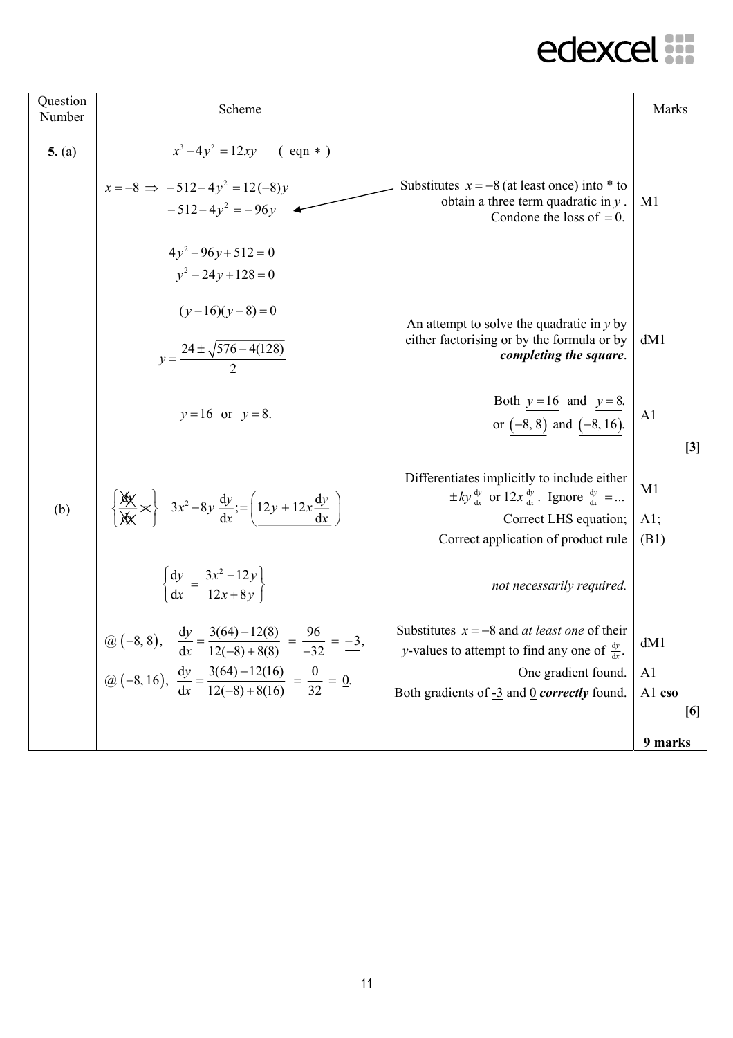| Question Number | Scheme | | Marks |
|---|---|---|---|
| **5.** (a) | $x^3 - 4y^2 = 12xy \quad (\text{ eqn } *)$ | | |
| | $x = -8 \Rightarrow -512 - 4y^2 = 12(-8)y$ <br> $-512 - 4y^2 = -96y$ | Substitutes $x = -8$ (at least once) into * to obtain a three term quadratic in $y$. Condone the loss of $= 0$. | M1 |
| | $4y^2 - 96y + 512 = 0$ <br> $y^2 - 24y + 128 = 0$ | | |
| | $(y-16)(y-8) = 0$ <br> $y = \dfrac{24 \pm \sqrt{576 - 4(128)}}{2}$ | An attempt to solve the quadratic in $y$ by either factorising or by the formula or by ***completing the square***. | dM1 |
| | $y = 16$ or $y = 8$. | Both $\underline{y = 16}$ and $\underline{y = 8}$. or $\underline{(-8, 8)}$ and $\underline{(-8, 16)}$. | A1 <br> **[3]** |
| (b) | $\left\{ \frac{dy}{dx} \times \right\}$ $3x^2 - 8y\dfrac{dy}{dx}; = \left( \underline{12y + 12x\dfrac{dy}{dx}} \right)$ | Differentiates implicitly to include either $\pm ky\frac{dy}{dx}$ or $12x\frac{dy}{dx}$. Ignore $\frac{dy}{dx} = ...$ <br> Correct LHS equation; <br> Correct application of product rule | M1 <br> A1; <br> (B1) |
| | $\left\{ \dfrac{dy}{dx} = \dfrac{3x^2 - 12y}{12x + 8y} \right\}$ | *not necessarily required.* | |
| | @ $(-8, 8)$, $\dfrac{dy}{dx} = \dfrac{3(64) - 12(8)}{12(-8) + 8(8)} = \dfrac{96}{-32} = \underline{-3}$, <br> @ $(-8, 16)$, $\dfrac{dy}{dx} = \dfrac{3(64) - 12(16)}{12(-8) + 8(16)} = \dfrac{0}{32} = \underline{0}$. | Substitutes $x = -8$ and *at least one* of their $y$-values to attempt to find any one of $\frac{dy}{dx}$. <br> One gradient found. <br> Both gradients of $\underline{-3}$ and $\underline{0}$ ***correctly*** found. | dM1 <br> A1 <br> A1 **cso** <br> **[6]** |
| | | | **9 marks** |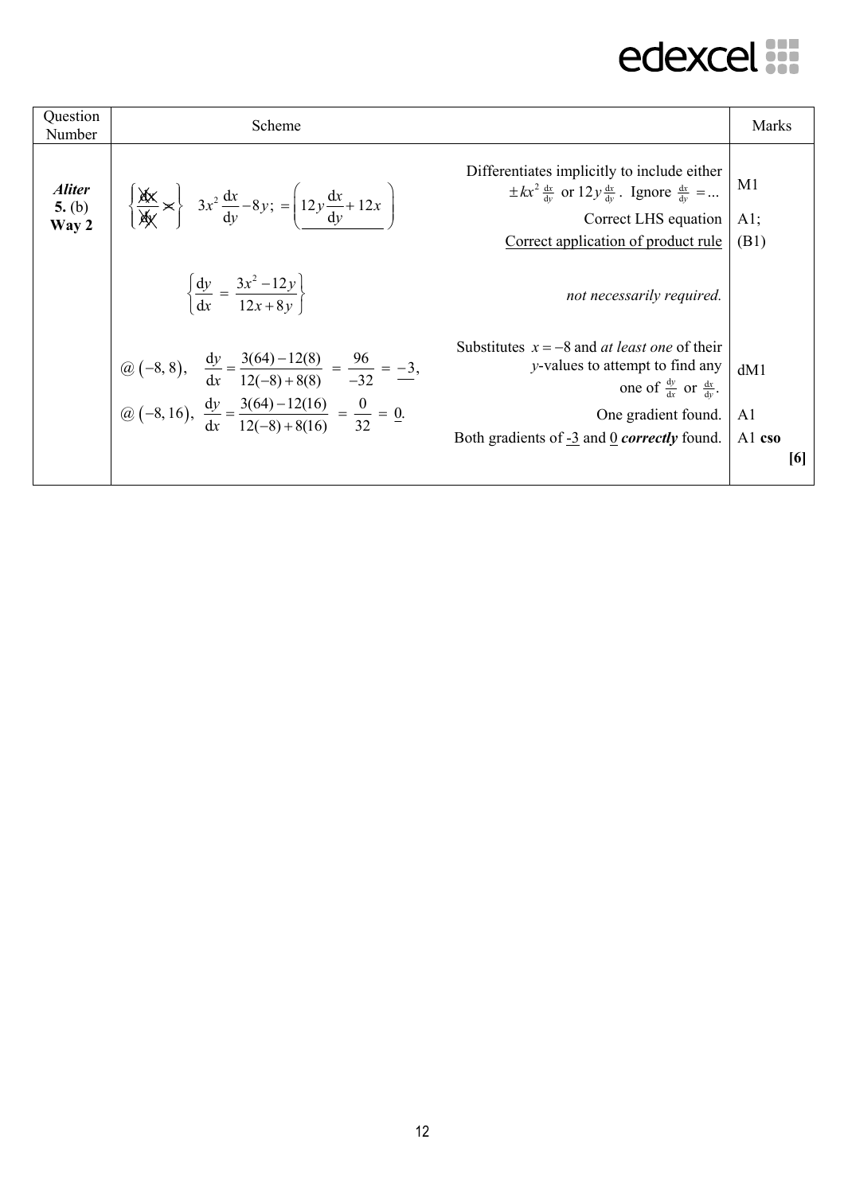| Question Number | Scheme | | Marks |
|---|---|---|---|
| ***Aliter*** **5.** (b) **Way 2** | $\left\{ \frac{\cancel{dx}}{\cancel{dy}} \times \right\}$ $3x^2 \frac{dx}{dy} - 8y; = \left( \underline{12y \frac{dx}{dy} + 12x} \right)$ | Differentiates implicitly to include either $\pm kx^2 \frac{dx}{dy}$ or $12y \frac{dx}{dy}$. Ignore $\frac{dx}{dy} = ...$ | M1 |
| | | Correct LHS equation | A1; |
| | | <u>Correct application of product rule</u> | (B1) |
| | $\left\{ \frac{dy}{dx} = \frac{3x^2 - 12y}{12x + 8y} \right\}$ | *not necessarily required.* | |
| | @ $(-8, 8)$, $\frac{dy}{dx} = \frac{3(64) - 12(8)}{12(-8) + 8(8)} = \frac{96}{-32} = \underline{-3}$, | Substitutes $x = -8$ and *at least one* of their $y$-values to attempt to find any one of $\frac{dy}{dx}$ or $\frac{dx}{dy}$. | dM1 |
| | @ $(-8, 16)$, $\frac{dy}{dx} = \frac{3(64) - 12(16)}{12(-8) + 8(16)} = \frac{0}{32} = \underline{0}$. | One gradient found. | A1 |
| | | Both gradients of $\underline{-3}$ and $\underline{0}$ ***correctly*** found. | A1 **cso** |
| | | | **[6]** |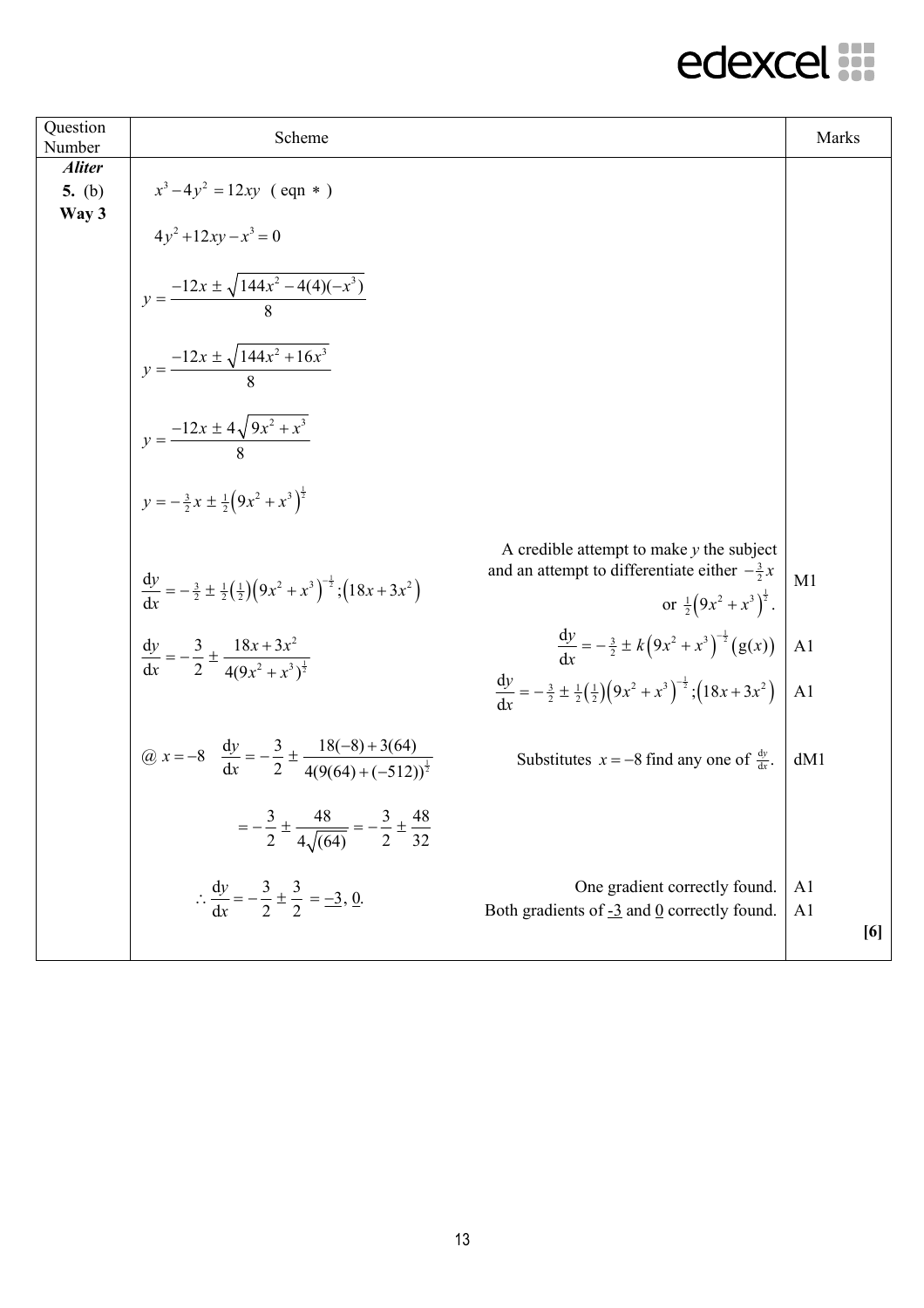| Question Number | Scheme | | Marks |
|---|---|---|---|
| ***Aliter*** **5.** (b) **Way 3** | $x^3 - 4y^2 = 12xy$ ( eqn $*$ ) | | |
| | $4y^2 + 12xy - x^3 = 0$ | | |
| | $y = \dfrac{-12x \pm \sqrt{144x^2 - 4(4)(-x^3)}}{8}$ | | |
| | $y = \dfrac{-12x \pm \sqrt{144x^2 + 16x^3}}{8}$ | | |
| | $y = \dfrac{-12x \pm 4\sqrt{9x^2 + x^3}}{8}$ | | |
| | $y = -\frac{3}{2}x \pm \frac{1}{2}\left(9x^2 + x^3\right)^{\frac{1}{2}}$ | | |
| | $\dfrac{dy}{dx} = -\frac{3}{2} \pm \frac{1}{2}\left(\frac{1}{2}\right)\left(9x^2 + x^3\right)^{-\frac{1}{2}}; \left(18x + 3x^2\right)$ | A credible attempt to make $y$ the subject and an attempt to differentiate either $-\frac{3}{2}x$ or $\frac{1}{2}\left(9x^2 + x^3\right)^{\frac{1}{2}}$. | M1 |
| | $\dfrac{dy}{dx} = -\dfrac{3}{2} \pm \dfrac{18x + 3x^2}{4(9x^2 + x^3)^{\frac{1}{2}}}$ | $\dfrac{dy}{dx} = -\frac{3}{2} \pm k\left(9x^2 + x^3\right)^{-\frac{1}{2}}\left(g(x)\right)$ | A1 |
| | | $\dfrac{dy}{dx} = -\frac{3}{2} \pm \frac{1}{2}\left(\frac{1}{2}\right)\left(9x^2 + x^3\right)^{-\frac{1}{2}}; \left(18x + 3x^2\right)$ | A1 |
| | @ $x = -8$ $\quad \dfrac{dy}{dx} = -\dfrac{3}{2} \pm \dfrac{18(-8) + 3(64)}{4(9(64) + (-512))^{\frac{1}{2}}}$ | Substitutes $x = -8$ find any one of $\frac{dy}{dx}$. | dM1 |
| | $= -\dfrac{3}{2} \pm \dfrac{48}{4\sqrt{(64)}} = -\dfrac{3}{2} \pm \dfrac{48}{32}$ | | |
| | $\therefore \dfrac{dy}{dx} = -\dfrac{3}{2} \pm \dfrac{3}{2} = \underline{-3},\ \underline{0}.$ | One gradient correctly found. | A1 |
| | | Both gradients of $\underline{-3}$ and $\underline{0}$ correctly found. | A1 |
| | | | **[6]** |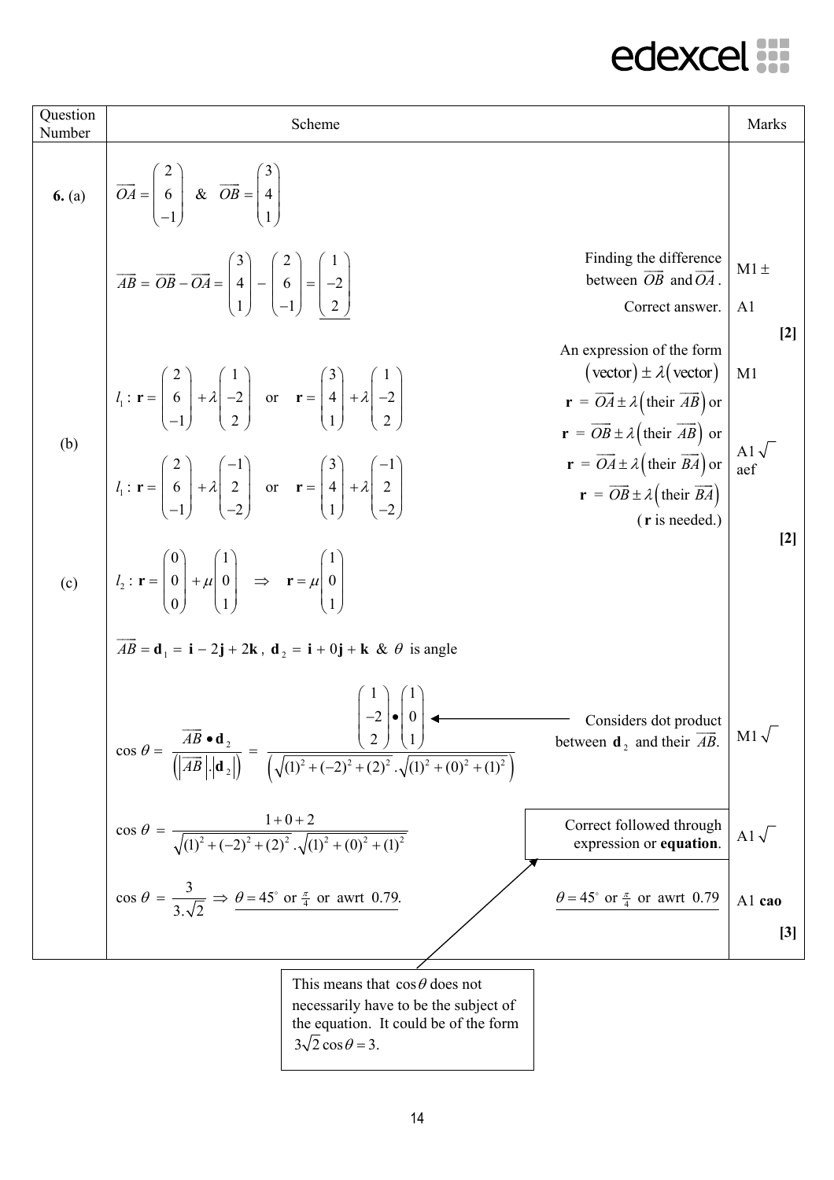| Question Number | Scheme | | Marks |
|---|---|---|---|
| **6.** (a) | $\overrightarrow{OA} = \begin{pmatrix} 2 \\ 6 \\ -1 \end{pmatrix}$ & $\overrightarrow{OB} = \begin{pmatrix} 3 \\ 4 \\ 1 \end{pmatrix}$ | | |
| | $\overrightarrow{AB} = \overrightarrow{OB} - \overrightarrow{OA} = \begin{pmatrix} 3 \\ 4 \\ 1 \end{pmatrix} - \begin{pmatrix} 2 \\ 6 \\ -1 \end{pmatrix} = \underline{\begin{pmatrix} 1 \\ -2 \\ 2 \end{pmatrix}}$ | Finding the difference between $\overrightarrow{OB}$ and $\overrightarrow{OA}$. | M1 $\pm$ |
| | | Correct answer. | A1 |
| | | | **[2]** |
| (b) | $l_1 : \mathbf{r} = \begin{pmatrix} 2 \\ 6 \\ -1 \end{pmatrix} + \lambda \begin{pmatrix} 1 \\ -2 \\ 2 \end{pmatrix}$ or $\mathbf{r} = \begin{pmatrix} 3 \\ 4 \\ 1 \end{pmatrix} + \lambda \begin{pmatrix} 1 \\ -2 \\ 2 \end{pmatrix}$ | An expression of the form $(\text{vector}) \pm \lambda(\text{vector})$ | M1 |
| | $l_1 : \mathbf{r} = \begin{pmatrix} 2 \\ 6 \\ -1 \end{pmatrix} + \lambda \begin{pmatrix} -1 \\ 2 \\ -2 \end{pmatrix}$ or $\mathbf{r} = \begin{pmatrix} 3 \\ 4 \\ 1 \end{pmatrix} + \lambda \begin{pmatrix} -1 \\ 2 \\ -2 \end{pmatrix}$ | $\mathbf{r} = \overrightarrow{OA} \pm \lambda(\text{their } \overrightarrow{AB})$ or $\mathbf{r} = \overrightarrow{OB} \pm \lambda(\text{their } \overrightarrow{AB})$ or $\mathbf{r} = \overrightarrow{OA} \pm \lambda(\text{their } \overrightarrow{BA})$ or $\mathbf{r} = \overrightarrow{OB} \pm \lambda(\text{their } \overrightarrow{BA})$ (**r** is needed.) | A1 $\sqrt{}$ aef |
| | | | **[2]** |
| (c) | $l_2 : \mathbf{r} = \begin{pmatrix} 0 \\ 0 \\ 0 \end{pmatrix} + \mu \begin{pmatrix} 1 \\ 0 \\ 1 \end{pmatrix} \Rightarrow \mathbf{r} = \mu \begin{pmatrix} 1 \\ 0 \\ 1 \end{pmatrix}$ | | |
| | $\overrightarrow{AB} = \mathbf{d}_1 = \mathbf{i} - 2\mathbf{j} + 2\mathbf{k}$, $\mathbf{d}_2 = \mathbf{i} + 0\mathbf{j} + \mathbf{k}$ & $\theta$ is angle | | |
| | $\cos\theta = \dfrac{\overrightarrow{AB} \bullet \mathbf{d}_2}{\left(\lvert\overrightarrow{AB}\rvert . \lvert\mathbf{d}_2\rvert\right)} = \dfrac{\begin{pmatrix} 1 \\ -2 \\ 2 \end{pmatrix} \bullet \begin{pmatrix} 1 \\ 0 \\ 1 \end{pmatrix}}{\left(\sqrt{(1)^2 + (-2)^2 + (2)^2} . \sqrt{(1)^2 + (0)^2 + (1)^2}\right)}$ | Considers dot product between $\mathbf{d}_2$ and their $\overrightarrow{AB}$. | M1 $\sqrt{}$ |
| | $\cos\theta = \dfrac{1 + 0 + 2}{\sqrt{(1)^2 + (-2)^2 + (2)^2} . \sqrt{(1)^2 + (0)^2 + (1)^2}}$ | Correct followed through expression or **equation**. | A1 $\sqrt{}$ |
| | $\cos\theta = \dfrac{3}{3.\sqrt{2}} \Rightarrow \underline{\theta = 45^\circ \text{ or } \tfrac{\pi}{4} \text{ or awrt } 0.79.}$ | $\underline{\theta = 45^\circ \text{ or } \tfrac{\pi}{4} \text{ or awrt } 0.79}$ | A1 **cao** |
| | | | **[3]** |

This means that $\cos\theta$ does not necessarily have to be the subject of the equation. It could be of the form $3\sqrt{2}\cos\theta = 3$.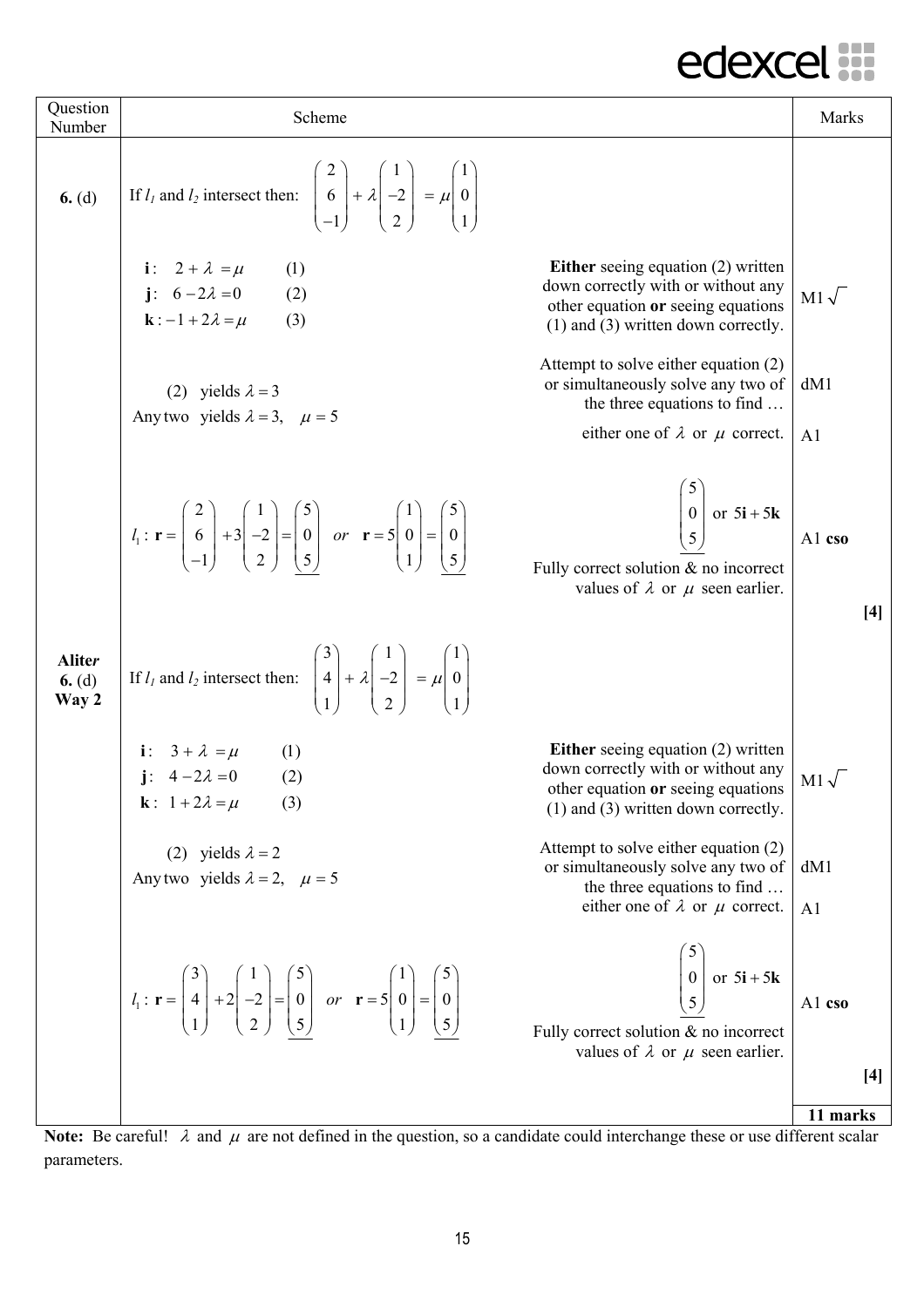| Question Number | Scheme | | Marks |
|---|---|---|---|
| **6.** (d) | If $l_1$ and $l_2$ intersect then: $\begin{pmatrix} 2 \\ 6 \\ -1 \end{pmatrix} + \lambda \begin{pmatrix} 1 \\ -2 \\ 2 \end{pmatrix} = \mu \begin{pmatrix} 1 \\ 0 \\ 1 \end{pmatrix}$ | | |
| | $\mathbf{i}: \; 2 + \lambda = \mu \quad (1)$ <br> $\mathbf{j}: \; 6 - 2\lambda = 0 \quad (2)$ <br> $\mathbf{k}: -1 + 2\lambda = \mu \quad (3)$ | **Either** seeing equation (2) written down correctly with or without any other equation **or** seeing equations (1) and (3) written down correctly. | M1 $\sqrt{}$ |
| | (2) yields $\lambda = 3$ <br> Any two yields $\lambda = 3, \quad \mu = 5$ | Attempt to solve either equation (2) or simultaneously solve any two of the three equations to find … <br> either one of $\lambda$ or $\mu$ correct. | dM1 <br> A1 |
| | $l_1: \mathbf{r} = \begin{pmatrix} 2 \\ 6 \\ -1 \end{pmatrix} + 3\begin{pmatrix} 1 \\ -2 \\ 2 \end{pmatrix} = \begin{pmatrix} 5 \\ 0 \\ 5 \end{pmatrix} \quad or \quad \mathbf{r} = 5\begin{pmatrix} 1 \\ 0 \\ 1 \end{pmatrix} = \begin{pmatrix} 5 \\ 0 \\ 5 \end{pmatrix}$ | $\begin{pmatrix} 5 \\ 0 \\ 5 \end{pmatrix}$ or $5\mathbf{i} + 5\mathbf{k}$ <br> Fully correct solution & no incorrect values of $\lambda$ or $\mu$ seen earlier. | A1 **cso** <br> **[4]** |
| **Aliter** **6.** (d) **Way 2** | If $l_1$ and $l_2$ intersect then: $\begin{pmatrix} 3 \\ 4 \\ 1 \end{pmatrix} + \lambda \begin{pmatrix} 1 \\ -2 \\ 2 \end{pmatrix} = \mu \begin{pmatrix} 1 \\ 0 \\ 1 \end{pmatrix}$ | | |
| | $\mathbf{i}: \; 3 + \lambda = \mu \quad (1)$ <br> $\mathbf{j}: \; 4 - 2\lambda = 0 \quad (2)$ <br> $\mathbf{k}: \; 1 + 2\lambda = \mu \quad (3)$ | **Either** seeing equation (2) written down correctly with or without any other equation **or** seeing equations (1) and (3) written down correctly. | M1 $\sqrt{}$ |
| | (2) yields $\lambda = 2$ <br> Any two yields $\lambda = 2, \quad \mu = 5$ | Attempt to solve either equation (2) or simultaneously solve any two of the three equations to find … <br> either one of $\lambda$ or $\mu$ correct. | dM1 <br> A1 |
| | $l_1: \mathbf{r} = \begin{pmatrix} 3 \\ 4 \\ 1 \end{pmatrix} + 2\begin{pmatrix} 1 \\ -2 \\ 2 \end{pmatrix} = \begin{pmatrix} 5 \\ 0 \\ 5 \end{pmatrix} \quad or \quad \mathbf{r} = 5\begin{pmatrix} 1 \\ 0 \\ 1 \end{pmatrix} = \begin{pmatrix} 5 \\ 0 \\ 5 \end{pmatrix}$ | $\begin{pmatrix} 5 \\ 0 \\ 5 \end{pmatrix}$ or $5\mathbf{i} + 5\mathbf{k}$ <br> Fully correct solution & no incorrect values of $\lambda$ or $\mu$ seen earlier. | A1 **cso** <br> **[4]** |
| | | | **11 marks** |

**Note:** Be careful! $\lambda$ and $\mu$ are not defined in the question, so a candidate could interchange these or use different scalar parameters.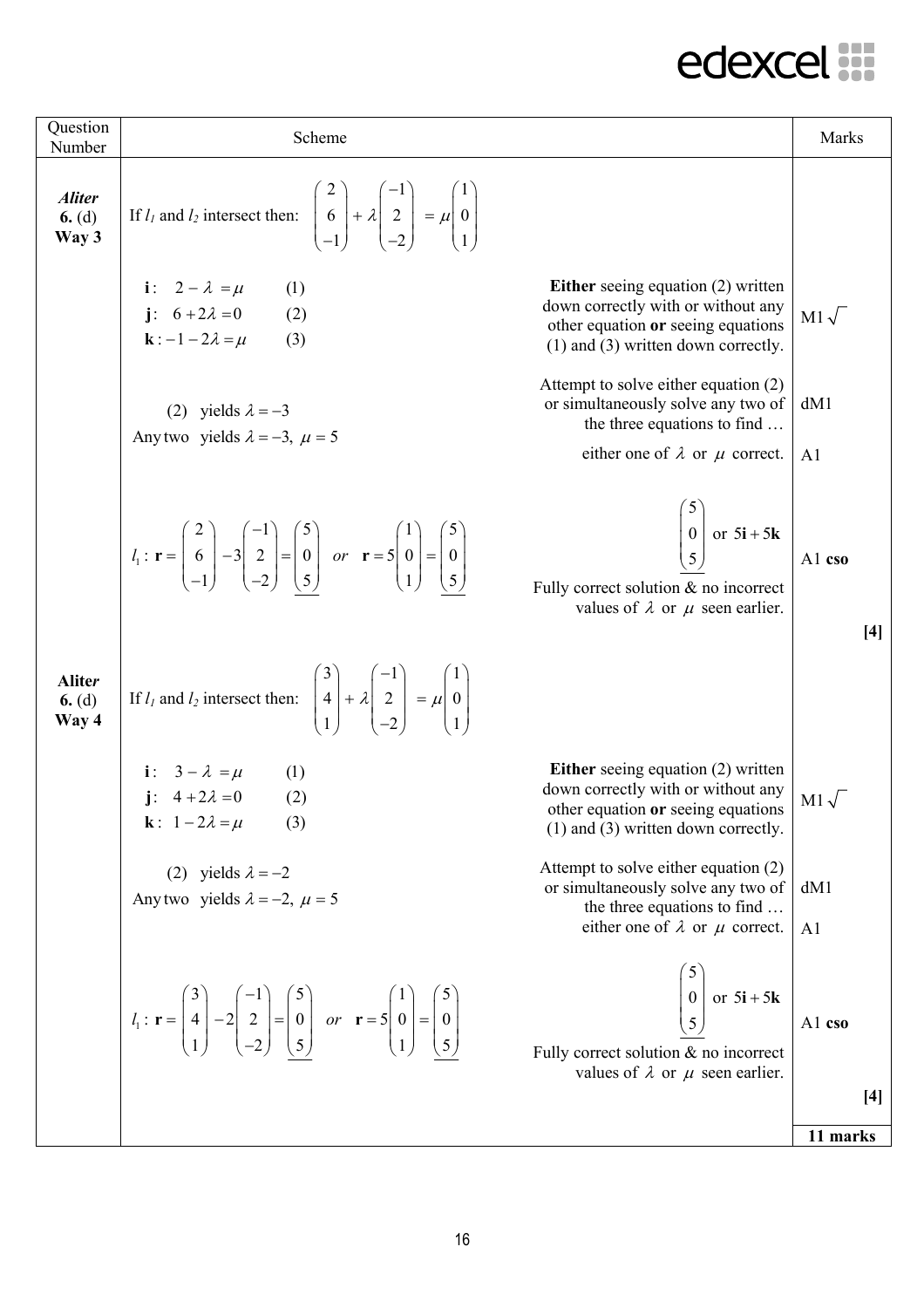| Question Number | Scheme | | Marks |
|---|---|---|---|
| ***Aliter*** **6.** (d) **Way 3** | If $l_1$ and $l_2$ intersect then: $\begin{pmatrix}2\\6\\-1\end{pmatrix} + \lambda\begin{pmatrix}-1\\2\\-2\end{pmatrix} = \mu\begin{pmatrix}1\\0\\1\end{pmatrix}$ | | |
| | $\mathbf{i}: \quad 2 - \lambda = \mu \quad (1)$ <br> $\mathbf{j}: \quad 6 + 2\lambda = 0 \quad (2)$ <br> $\mathbf{k}: -1 - 2\lambda = \mu \quad (3)$ | **Either** seeing equation (2) written down correctly with or without any other equation **or** seeing equations (1) and (3) written down correctly. | M1 $\sqrt{}$ |
| | (2) yields $\lambda = -3$ <br> Any two yields $\lambda = -3,\ \mu = 5$ | Attempt to solve either equation (2) or simultaneously solve any two of the three equations to find … <br> either one of $\lambda$ or $\mu$ correct. | dM1 <br> A1 |
| | $l_1: \mathbf{r} = \begin{pmatrix}2\\6\\-1\end{pmatrix} - 3\begin{pmatrix}-1\\2\\-2\end{pmatrix} = \underline{\begin{pmatrix}5\\0\\5\end{pmatrix}}$ or $\mathbf{r} = 5\begin{pmatrix}1\\0\\1\end{pmatrix} = \underline{\begin{pmatrix}5\\0\\5\end{pmatrix}}$ | $\underline{\begin{pmatrix}5\\0\\5\end{pmatrix}}$ or $5\mathbf{i} + 5\mathbf{k}$ <br> Fully correct solution & no incorrect values of $\lambda$ or $\mu$ seen earlier. | A1 **cso** |
| | | | **[4]** |
| **Aliter** **6.** (d) **Way 4** | If $l_1$ and $l_2$ intersect then: $\begin{pmatrix}3\\4\\1\end{pmatrix} + \lambda\begin{pmatrix}-1\\2\\-2\end{pmatrix} = \mu\begin{pmatrix}1\\0\\1\end{pmatrix}$ | | |
| | $\mathbf{i}: \quad 3 - \lambda = \mu \quad (1)$ <br> $\mathbf{j}: \quad 4 + 2\lambda = 0 \quad (2)$ <br> $\mathbf{k}: \quad 1 - 2\lambda = \mu \quad (3)$ | **Either** seeing equation (2) written down correctly with or without any other equation **or** seeing equations (1) and (3) written down correctly. | M1 $\sqrt{}$ |
| | (2) yields $\lambda = -2$ <br> Any two yields $\lambda = -2,\ \mu = 5$ | Attempt to solve either equation (2) or simultaneously solve any two of the three equations to find … <br> either one of $\lambda$ or $\mu$ correct. | dM1 <br> A1 |
| | $l_1: \mathbf{r} = \begin{pmatrix}3\\4\\1\end{pmatrix} - 2\begin{pmatrix}-1\\2\\-2\end{pmatrix} = \underline{\begin{pmatrix}5\\0\\5\end{pmatrix}}$ or $\mathbf{r} = 5\begin{pmatrix}1\\0\\1\end{pmatrix} = \underline{\begin{pmatrix}5\\0\\5\end{pmatrix}}$ | $\underline{\begin{pmatrix}5\\0\\5\end{pmatrix}}$ or $5\mathbf{i} + 5\mathbf{k}$ <br> Fully correct solution & no incorrect values of $\lambda$ or $\mu$ seen earlier. | A1 **cso** |
| | | | **[4]** |
| | | | **11 marks** |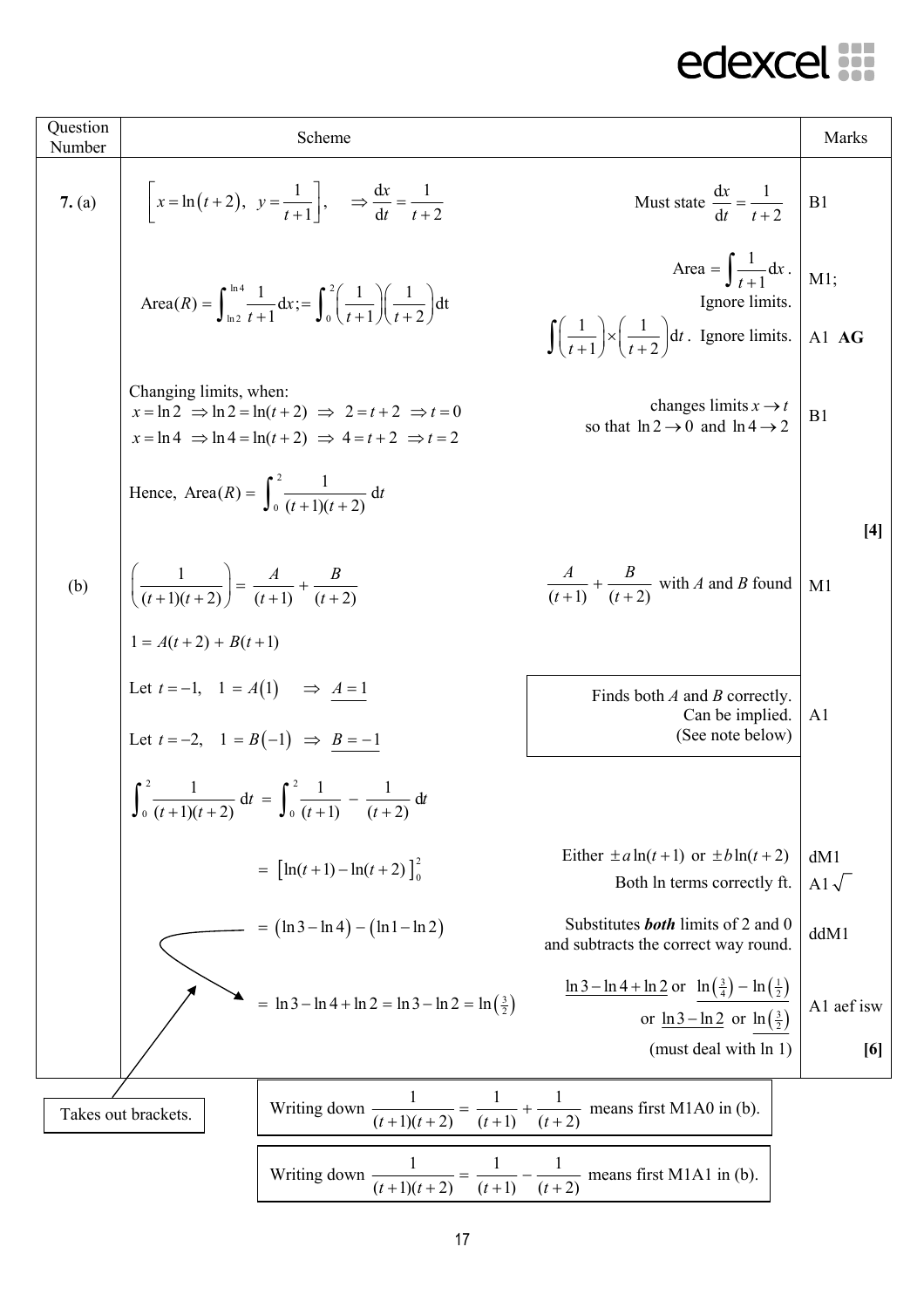| Question Number | Scheme | | Marks |
|---|---|---|---|
| **7.** (a) | $\left[x = \ln(t+2),\ y = \dfrac{1}{t+1}\right], \quad \Rightarrow \dfrac{dx}{dt} = \dfrac{1}{t+2}$ | Must state $\dfrac{dx}{dt} = \dfrac{1}{t+2}$ | B1 |
| | $\text{Area}(R) = \displaystyle\int_{\ln 2}^{\ln 4} \frac{1}{t+1}\,dx ;= \int_{0}^{2}\left(\frac{1}{t+1}\right)\left(\frac{1}{t+2}\right)dt$ | Area $= \displaystyle\int \frac{1}{t+1}\,dx$. Ignore limits. | M1; |
| | | $\displaystyle\int\left(\frac{1}{t+1}\right)\times\left(\frac{1}{t+2}\right)dt$. Ignore limits. | A1 **AG** |
| | Changing limits, when: <br> $x = \ln 2 \Rightarrow \ln 2 = \ln(t+2) \Rightarrow 2 = t+2 \Rightarrow t = 0$ <br> $x = \ln 4 \Rightarrow \ln 4 = \ln(t+2) \Rightarrow 4 = t+2 \Rightarrow t = 2$ | changes limits $x \to t$ so that $\ln 2 \to 0$ and $\ln 4 \to 2$ | B1 |
| | Hence, $\text{Area}(R) = \displaystyle\int_{0}^{2} \frac{1}{(t+1)(t+2)}\,dt$ | | **[4]** |
| (b) | $\left(\dfrac{1}{(t+1)(t+2)}\right) = \dfrac{A}{(t+1)} + \dfrac{B}{(t+2)}$ | $\dfrac{A}{(t+1)} + \dfrac{B}{(t+2)}$ with $A$ and $B$ found | M1 |
| | $1 = A(t+2) + B(t+1)$ | | |
| | Let $t = -1$, $1 = A(1) \Rightarrow \underline{A = 1}$ <br> Let $t = -2$, $1 = B(-1) \Rightarrow \underline{B = -1}$ | Finds both $A$ and $B$ correctly. Can be implied. (See note below) | A1 |
| | $\displaystyle\int_{0}^{2} \frac{1}{(t+1)(t+2)}\,dt = \int_{0}^{2} \frac{1}{(t+1)} - \frac{1}{(t+2)}\,dt$ | | |
| | $= \left[\ln(t+1) - \ln(t+2)\right]_{0}^{2}$ | Either $\pm a\ln(t+1)$ or $\pm b\ln(t+2)$ <br> Both ln terms correctly ft. | dM1 <br> A1 $\sqrt{}$ |
| | $= (\ln 3 - \ln 4) - (\ln 1 - \ln 2)$ | Substitutes ***both*** limits of 2 and 0 and subtracts the correct way round. | ddM1 |
| | $= \ln 3 - \ln 4 + \ln 2 = \ln 3 - \ln 2 = \ln\left(\frac{3}{2}\right)$ | $\underline{\ln 3 - \ln 4 + \ln 2}$ or $\underline{\ln\left(\frac{3}{4}\right) - \ln\left(\frac{1}{2}\right)}$ or $\underline{\ln 3 - \ln 2}$ or $\underline{\ln\left(\frac{3}{2}\right)}$ (must deal with ln 1) | A1 aef isw <br> **[6]** |

Takes out brackets. (from $(\ln 3 - \ln 4) - (\ln 1 - \ln 2)$ to $\ln 3 - \ln 4 + \ln 2$)

Writing down $\dfrac{1}{(t+1)(t+2)} = \dfrac{1}{(t+1)} + \dfrac{1}{(t+2)}$ means first M1A0 in (b).

Writing down $\dfrac{1}{(t+1)(t+2)} = \dfrac{1}{(t+1)} - \dfrac{1}{(t+2)}$ means first M1A1 in (b).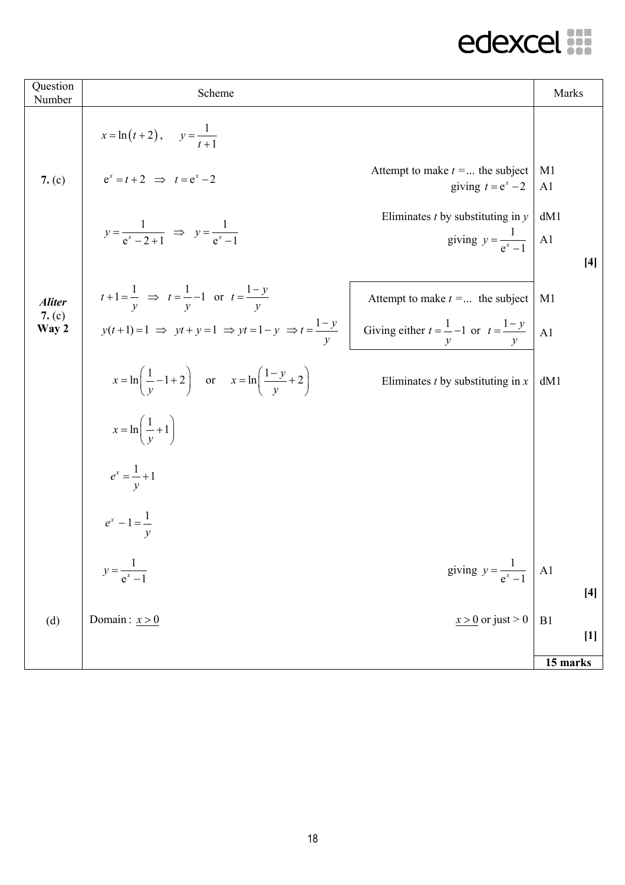| Question Number | Scheme | | Marks |
| --- | --- | --- | --- |
| | $x = \ln(t+2), \quad y = \dfrac{1}{t+1}$ | | |
| **7.** (c) | $e^x = t + 2 \;\Rightarrow\; t = e^x - 2$ | Attempt to make $t = ...$ the subject<br>giving $t = e^x - 2$ | M1<br>A1 |
| | $y = \dfrac{1}{e^x - 2 + 1} \;\Rightarrow\; y = \dfrac{1}{e^x - 1}$ | Eliminates $t$ by substituting in $y$<br>giving $y = \dfrac{1}{e^x - 1}$ | dM1<br>A1<br>**[4]** |
| ***Aliter*** **7.** (c) **Way 2** | $t + 1 = \dfrac{1}{y} \;\Rightarrow\; t = \dfrac{1}{y} - 1$ or $t = \dfrac{1-y}{y}$<br>$y(t+1) = 1 \;\Rightarrow\; yt + y = 1 \;\Rightarrow yt = 1 - y \;\Rightarrow t = \dfrac{1-y}{y}$ | Attempt to make $t = ...$ the subject<br>Giving either $t = \dfrac{1}{y} - 1$ or $t = \dfrac{1-y}{y}$ | M1<br>A1 |
| | $x = \ln\left(\dfrac{1}{y} - 1 + 2\right)$ or $x = \ln\left(\dfrac{1-y}{y} + 2\right)$ | Eliminates $t$ by substituting in $x$ | dM1 |
| | $x = \ln\left(\dfrac{1}{y} + 1\right)$ | | |
| | $e^x = \dfrac{1}{y} + 1$ | | |
| | $e^x - 1 = \dfrac{1}{y}$ | | |
| | $y = \dfrac{1}{e^x - 1}$ | giving $y = \dfrac{1}{e^x - 1}$ | A1<br>**[4]** |
| (d) | Domain : $\underline{x > 0}$ | $\underline{x > 0}$ or just $> 0$ | B1<br>**[1]** |
| | | | **15 marks** |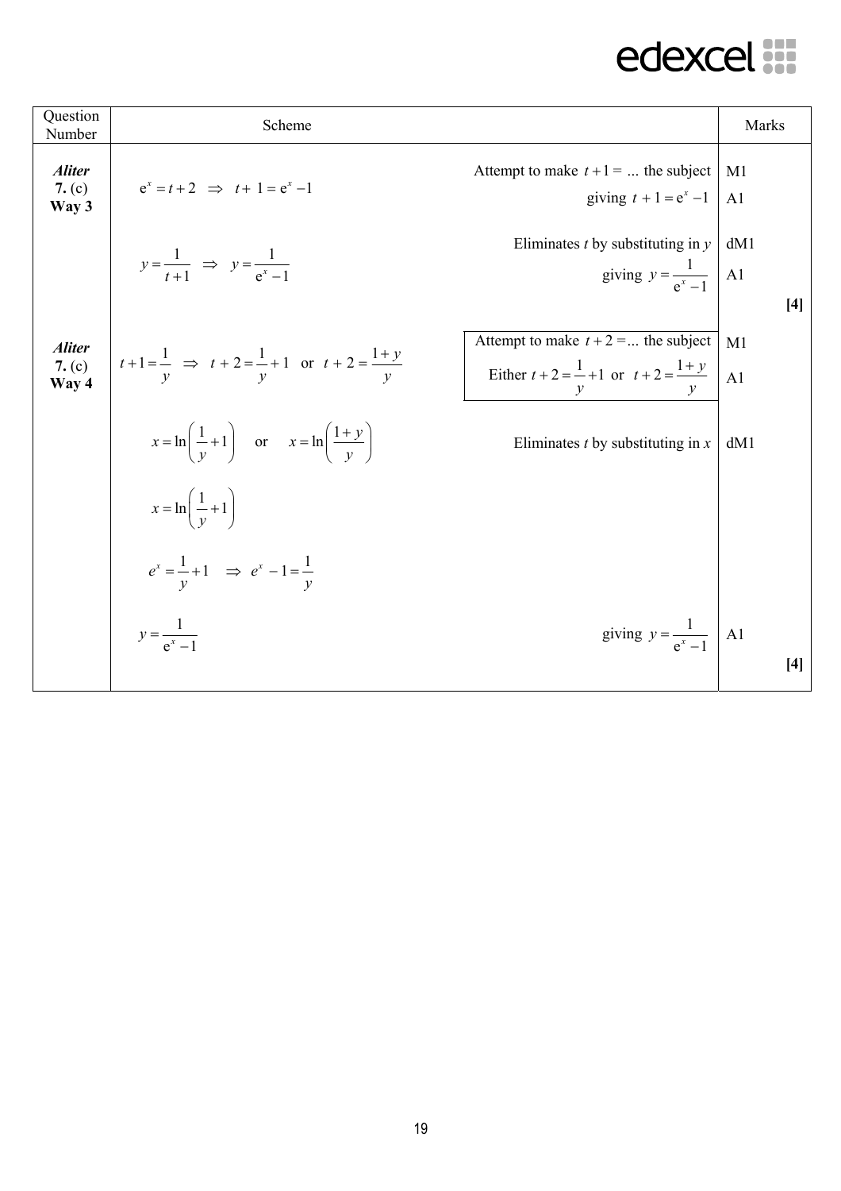| Question Number | Scheme | | Marks |
|---|---|---|---|
| ***Aliter*** **7.** (c) **Way 3** | $e^x = t + 2 \;\Rightarrow\; t + 1 = e^x - 1$ | Attempt to make $t + 1 = ...$ the subject<br>giving $t + 1 = e^x - 1$ | M1<br>A1 |
| | $y = \dfrac{1}{t+1} \;\Rightarrow\; y = \dfrac{1}{e^x - 1}$ | Eliminates $t$ by substituting in $y$<br>giving $y = \dfrac{1}{e^x - 1}$ | dM1<br>A1 |
| | | | **[4]** |
| ***Aliter*** **7.** (c) **Way 4** | $t + 1 = \dfrac{1}{y} \;\Rightarrow\; t + 2 = \dfrac{1}{y} + 1$ or $t + 2 = \dfrac{1+y}{y}$ | Attempt to make $t + 2 = ...$ the subject<br>Either $t + 2 = \dfrac{1}{y} + 1$ or $t + 2 = \dfrac{1+y}{y}$ | M1<br>A1 |
| | $x = \ln\left(\dfrac{1}{y} + 1\right)$ or $x = \ln\left(\dfrac{1+y}{y}\right)$ | Eliminates $t$ by substituting in $x$ | dM1 |
| | $x = \ln\left(\dfrac{1}{y} + 1\right)$ | | |
| | $e^x = \dfrac{1}{y} + 1 \;\Rightarrow\; e^x - 1 = \dfrac{1}{y}$ | | |
| | $y = \dfrac{1}{e^x - 1}$ | giving $y = \dfrac{1}{e^x - 1}$ | A1 |
| | | | **[4]** |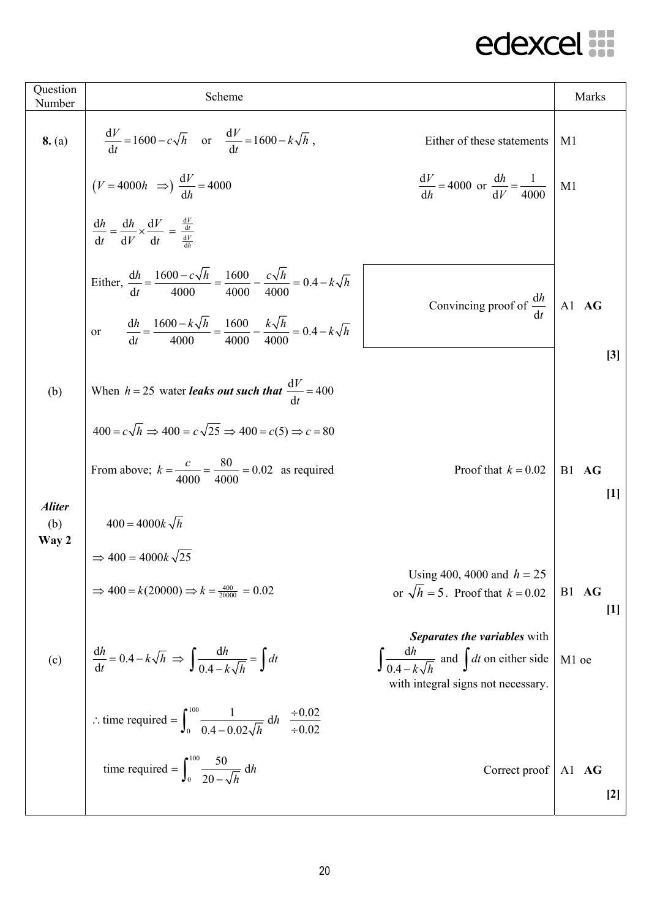| Question Number | Scheme | | Marks |
|---|---|---|---|
| **8.** (a) | $\frac{dV}{dt} = 1600 - c\sqrt{h}$ or $\frac{dV}{dt} = 1600 - k\sqrt{h}$, | Either of these statements | M1 |
| | $\left(V = 4000h \Rightarrow\right) \frac{dV}{dh} = 4000$ | $\frac{dV}{dh} = 4000$ or $\frac{dh}{dV} = \frac{1}{4000}$ | M1 |
| | $\frac{dh}{dt} = \frac{dh}{dV} \times \frac{dV}{dt} = \frac{\frac{dV}{dt}}{\frac{dV}{dh}}$ | | |
| | Either, $\frac{dh}{dt} = \frac{1600 - c\sqrt{h}}{4000} = \frac{1600}{4000} - \frac{c\sqrt{h}}{4000} = 0.4 - k\sqrt{h}$ or $\frac{dh}{dt} = \frac{1600 - k\sqrt{h}}{4000} = \frac{1600}{4000} - \frac{k\sqrt{h}}{4000} = 0.4 - k\sqrt{h}$ | Convincing proof of $\frac{dh}{dt}$ | A1 **AG** |
| | | | **[3]** |
| (b) | When $h = 25$ water ***leaks out such that*** $\frac{dV}{dt} = 400$ | | |
| | $400 = c\sqrt{h} \Rightarrow 400 = c\sqrt{25} \Rightarrow 400 = c(5) \Rightarrow c = 80$ | | |
| | From above; $k = \frac{c}{4000} = \frac{80}{4000} = 0.02$ as required | Proof that $k = 0.02$ | B1 **AG** |
| | | | **[1]** |
| ***Aliter*** (b) **Way 2** | $400 = 4000k\sqrt{h}$ | | |
| | $\Rightarrow 400 = 4000k\sqrt{25}$ | | |
| | $\Rightarrow 400 = k(20000) \Rightarrow k = \frac{400}{20000} = 0.02$ | Using 400, 4000 and $h = 25$ or $\sqrt{h} = 5$. Proof that $k = 0.02$ | B1 **AG** |
| | | | **[1]** |
| (c) | $\frac{dh}{dt} = 0.4 - k\sqrt{h} \Rightarrow \int \frac{dh}{0.4 - k\sqrt{h}} = \int dt$ | ***Separates the variables*** with $\int \frac{dh}{0.4 - k\sqrt{h}}$ and $\int dt$ on either side with integral signs not necessary. | M1 oe |
| | $\therefore$ time required $= \int_0^{100} \frac{1}{0.4 - 0.02\sqrt{h}}\, dh \quad \frac{\div 0.02}{\div 0.02}$ | | |
| | time required $= \int_0^{100} \frac{50}{20 - \sqrt{h}}\, dh$ | Correct proof | A1 **AG** |
| | | | **[2]** |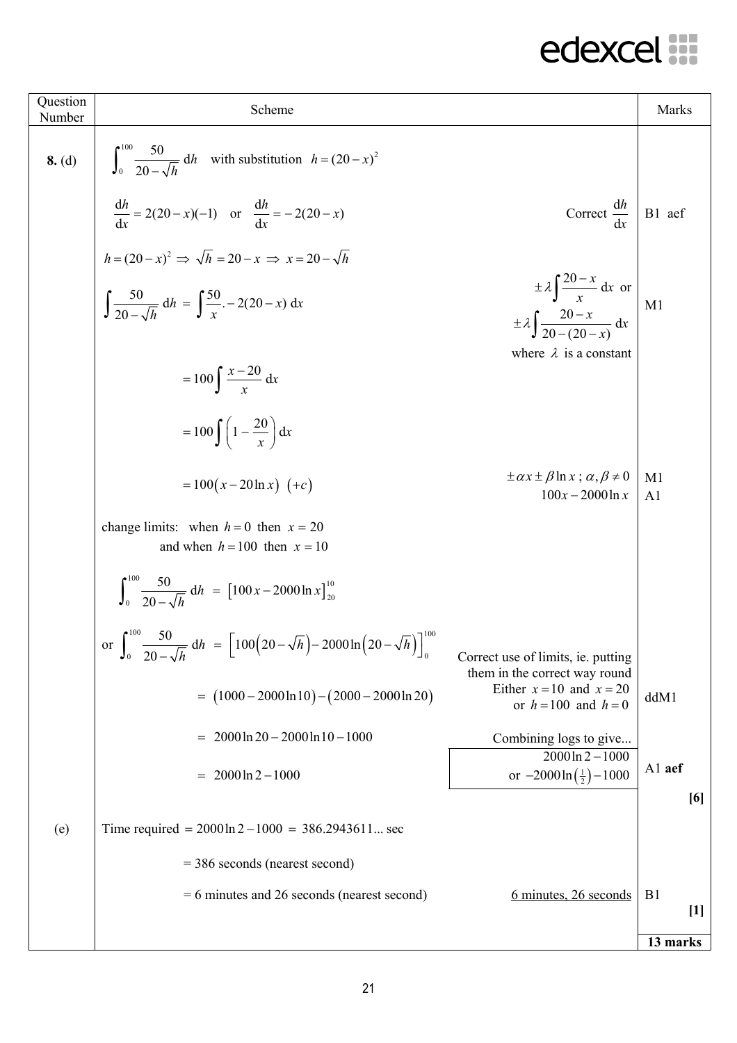| Question Number | Scheme | | Marks |
|---|---|---|---|
| **8.** (d) | $\int_0^{100} \frac{50}{20-\sqrt{h}}\,\mathrm{d}h$ with substitution $h=(20-x)^2$ | | |
| | $\frac{\mathrm{d}h}{\mathrm{d}x}=2(20-x)(-1)$ or $\frac{\mathrm{d}h}{\mathrm{d}x}=-2(20-x)$ | Correct $\frac{\mathrm{d}h}{\mathrm{d}x}$ | B1 aef |
| | $h=(20-x)^2 \Rightarrow \sqrt{h}=20-x \Rightarrow x=20-\sqrt{h}$ | | |
| | $\int \frac{50}{20-\sqrt{h}}\,\mathrm{d}h = \int \frac{50}{x}.-2(20-x)\,\mathrm{d}x$ | $\pm\lambda\int\frac{20-x}{x}\,\mathrm{d}x$ or $\pm\lambda\int\frac{20-x}{20-(20-x)}\,\mathrm{d}x$ where $\lambda$ is a constant | M1 |
| | $=100\int\frac{x-20}{x}\,\mathrm{d}x$ | | |
| | $=100\int\left(1-\frac{20}{x}\right)\mathrm{d}x$ | | |
| | $=100\left(x-20\ln x\right)\ (+c)$ | $\pm\alpha x\pm\beta\ln x\,;\ \alpha,\beta\neq 0$ <br> $100x-2000\ln x$ | M1 <br> A1 |
| | change limits: when $h=0$ then $x=20$ and when $h=100$ then $x=10$ | | |
| | $\int_0^{100}\frac{50}{20-\sqrt{h}}\,\mathrm{d}h = \left[100x-2000\ln x\right]_{20}^{10}$ | | |
| | or $\int_0^{100}\frac{50}{20-\sqrt{h}}\,\mathrm{d}h = \left[100\left(20-\sqrt{h}\right)-2000\ln\left(20-\sqrt{h}\right)\right]_0^{100}$ | | |
| | $=\left(1000-2000\ln 10\right)-\left(2000-2000\ln 20\right)$ | Correct use of limits, ie. putting them in the correct way round Either $x=10$ and $x=20$ or $h=100$ and $h=0$ | ddM1 |
| | $=2000\ln 20-2000\ln 10-1000$ | Combining logs to give... | |
| | $=2000\ln 2-1000$ | $2000\ln 2-1000$ or $-2000\ln\left(\frac{1}{2}\right)-1000$ | A1 **aef** |
| | | | **[6]** |
| (e) | Time required $=2000\ln 2-1000=386.2943611...$ sec | | |
| | $=386$ seconds (nearest second) | | |
| | $=6$ minutes and $26$ seconds (nearest second) | 6 minutes, 26 seconds | B1 |
| | | | **[1]** |
| | | | **13 marks** |